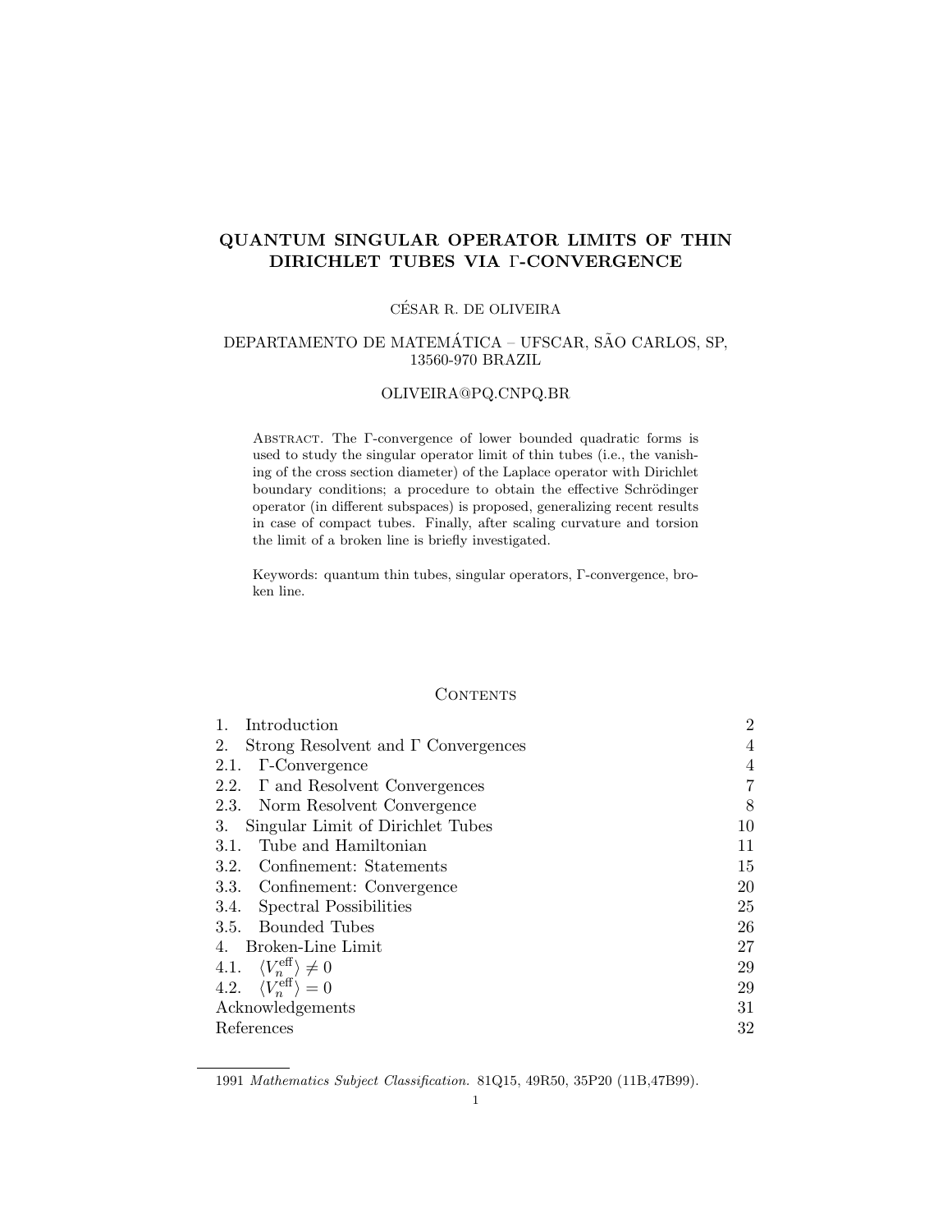# QUANTUM SINGULAR OPERATOR LIMITS OF THIN DIRICHLET TUBES VIA Γ-CONVERGENCE

CÉSAR R. DE OLIVEIRA

DEPARTAMENTO DE MATEMÁTICA – UFSCAR, SÃO CARLOS, SP, 13560-970 BRAZIL

OLIVEIRA@PQ.CNPQ.BR

Abstract. The Γ-convergence of lower bounded quadratic forms is used to study the singular operator limit of thin tubes (i.e., the vanishing of the cross section diameter) of the Laplace operator with Dirichlet boundary conditions; a procedure to obtain the effective Schrödinger operator (in different subspaces) is proposed, generalizing recent results in case of compact tubes. Finally, after scaling curvature and torsion the limit of a broken line is briefly investigated.

Keywords: quantum thin tubes, singular operators, Γ-convergence, broken line.

## Contents

| | |
|---|---|
| 1. Introduction | 2 |
| 2. Strong Resolvent and Γ Convergences | 4 |
| 2.1. Γ-Convergence | 4 |
| 2.2. Γ and Resolvent Convergences | 7 |
| 2.3. Norm Resolvent Convergence | 8 |
| 3. Singular Limit of Dirichlet Tubes | 10 |
| 3.1. Tube and Hamiltonian | 11 |
| 3.2. Confinement: Statements | 15 |
| 3.3. Confinement: Convergence | 20 |
| 3.4. Spectral Possibilities | 25 |
| 3.5. Bounded Tubes | 26 |
| 4. Broken-Line Limit | 27 |
| 4.1. $\langle V_n^{\text{eff}} \rangle \neq 0$ | 29 |
| 4.2. $\langle V_n^{\text{eff}} \rangle = 0$ | 29 |
| Acknowledgements | 31 |
| References | 32 |

1991 *Mathematics Subject Classification.* 81Q15, 49R50, 35P20 (11B,47B99).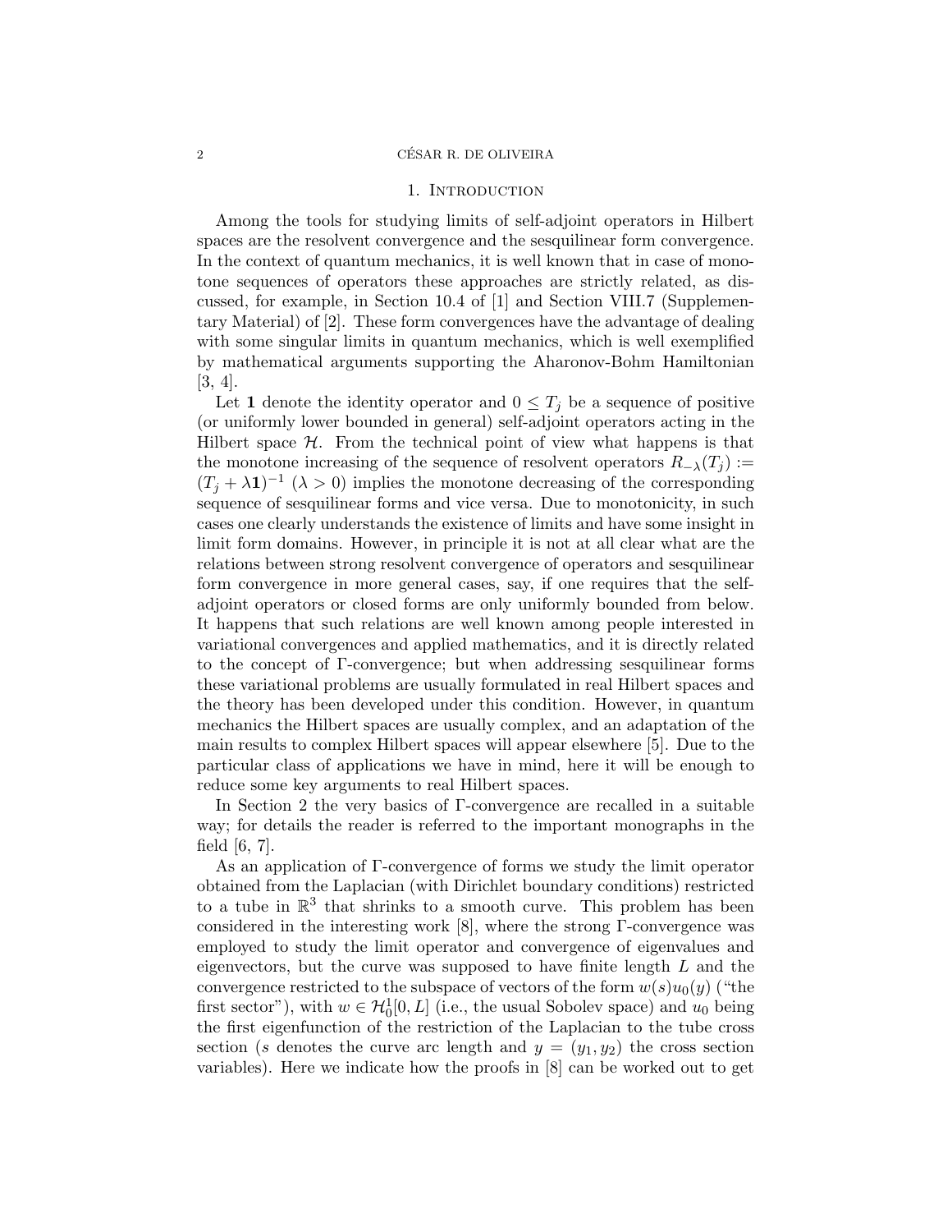## 1. Introduction

Among the tools for studying limits of self-adjoint operators in Hilbert spaces are the resolvent convergence and the sesquilinear form convergence. In the context of quantum mechanics, it is well known that in case of monotone sequences of operators these approaches are strictly related, as discussed, for example, in Section 10.4 of [1] and Section VIII.7 (Supplementary Material) of [2]. These form convergences have the advantage of dealing with some singular limits in quantum mechanics, which is well exemplified by mathematical arguments supporting the Aharonov-Bohm Hamiltonian [3, 4].

Let $\mathbf{1}$ denote the identity operator and $0 \leq T_j$ be a sequence of positive (or uniformly lower bounded in general) self-adjoint operators acting in the Hilbert space $\mathcal{H}$. From the technical point of view what happens is that the monotone increasing of the sequence of resolvent operators $R_{-\lambda}(T_j) := (T_j + \lambda \mathbf{1})^{-1}$ $(\lambda > 0)$ implies the monotone decreasing of the corresponding sequence of sesquilinear forms and vice versa. Due to monotonicity, in such cases one clearly understands the existence of limits and have some insight in limit form domains. However, in principle it is not at all clear what are the relations between strong resolvent convergence of operators and sesquilinear form convergence in more general cases, say, if one requires that the self-adjoint operators or closed forms are only uniformly bounded from below. It happens that such relations are well known among people interested in variational convergences and applied mathematics, and it is directly related to the concept of $\Gamma$-convergence; but when addressing sesquilinear forms these variational problems are usually formulated in real Hilbert spaces and the theory has been developed under this condition. However, in quantum mechanics the Hilbert spaces are usually complex, and an adaptation of the main results to complex Hilbert spaces will appear elsewhere [5]. Due to the particular class of applications we have in mind, here it will be enough to reduce some key arguments to real Hilbert spaces.

In Section 2 the very basics of $\Gamma$-convergence are recalled in a suitable way; for details the reader is referred to the important monographs in the field [6, 7].

As an application of $\Gamma$-convergence of forms we study the limit operator obtained from the Laplacian (with Dirichlet boundary conditions) restricted to a tube in $\mathbb{R}^3$ that shrinks to a smooth curve. This problem has been considered in the interesting work [8], where the strong $\Gamma$-convergence was employed to study the limit operator and convergence of eigenvalues and eigenvectors, but the curve was supposed to have finite length $L$ and the convergence restricted to the subspace of vectors of the form $w(s)u_0(y)$ ("the first sector"), with $w \in \mathcal{H}_0^1[0, L]$ (i.e., the usual Sobolev space) and $u_0$ being the first eigenfunction of the restriction of the Laplacian to the tube cross section ($s$ denotes the curve arc length and $y = (y_1, y_2)$ the cross section variables). Here we indicate how the proofs in [8] can be worked out to get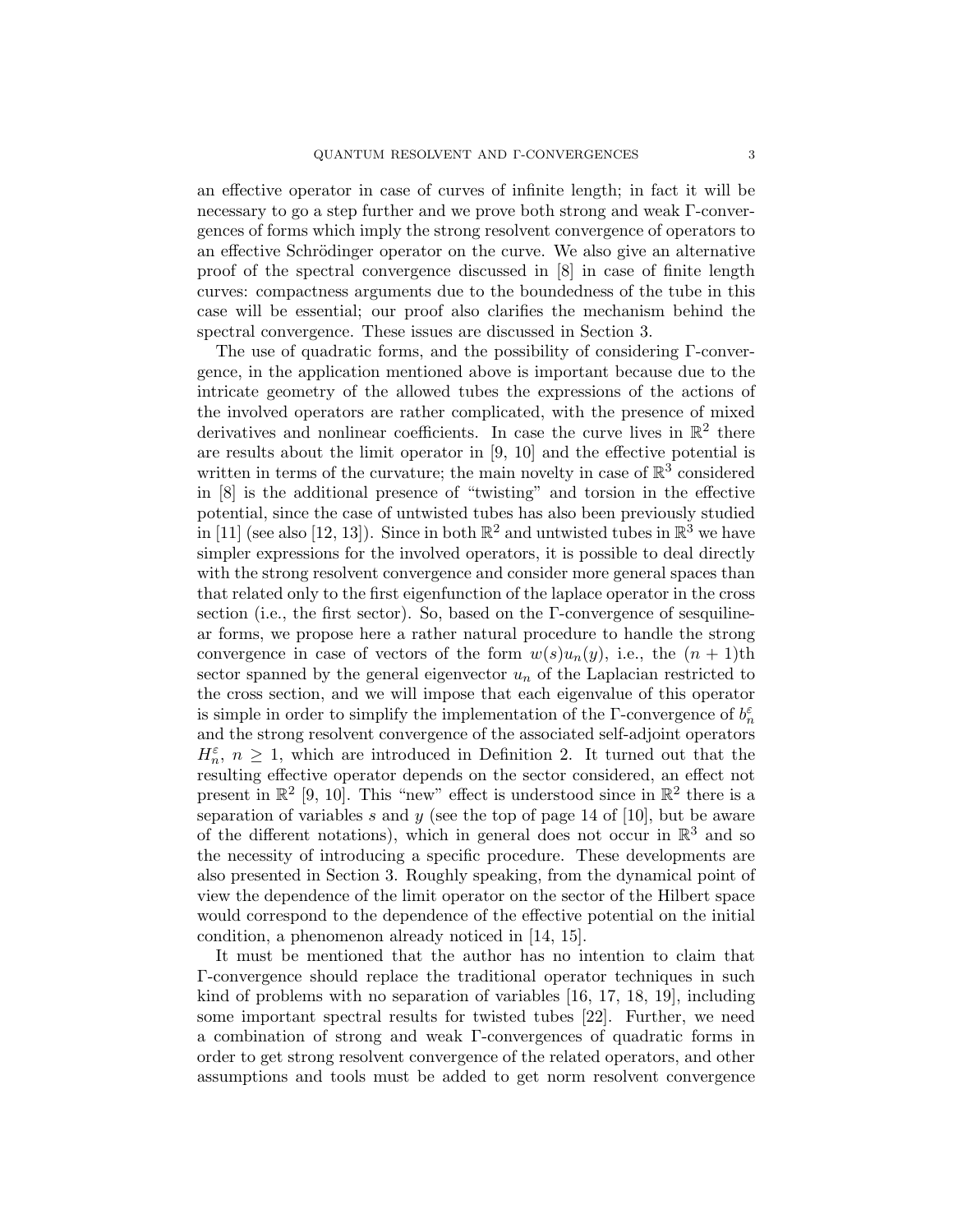an effective operator in case of curves of infinite length; in fact it will be necessary to go a step further and we prove both strong and weak Γ-convergences of forms which imply the strong resolvent convergence of operators to an effective Schrödinger operator on the curve. We also give an alternative proof of the spectral convergence discussed in [8] in case of finite length curves: compactness arguments due to the boundedness of the tube in this case will be essential; our proof also clarifies the mechanism behind the spectral convergence. These issues are discussed in Section 3.

The use of quadratic forms, and the possibility of considering Γ-convergence, in the application mentioned above is important because due to the intricate geometry of the allowed tubes the expressions of the actions of the involved operators are rather complicated, with the presence of mixed derivatives and nonlinear coefficients. In case the curve lives in $\mathbb{R}^2$ there are results about the limit operator in [9, 10] and the effective potential is written in terms of the curvature; the main novelty in case of $\mathbb{R}^3$ considered in [8] is the additional presence of "twisting" and torsion in the effective potential, since the case of untwisted tubes has also been previously studied in [11] (see also [12, 13]). Since in both $\mathbb{R}^2$ and untwisted tubes in $\mathbb{R}^3$ we have simpler expressions for the involved operators, it is possible to deal directly with the strong resolvent convergence and consider more general spaces than that related only to the first eigenfunction of the laplace operator in the cross section (i.e., the first sector). So, based on the Γ-convergence of sesquilinear forms, we propose here a rather natural procedure to handle the strong convergence in case of vectors of the form $w(s)u_n(y)$, i.e., the $(n+1)$th sector spanned by the general eigenvector $u_n$ of the Laplacian restricted to the cross section, and we will impose that each eigenvalue of this operator is simple in order to simplify the implementation of the Γ-convergence of $b_n^\varepsilon$ and the strong resolvent convergence of the associated self-adjoint operators $H_n^\varepsilon$, $n \geq 1$, which are introduced in Definition 2. It turned out that the resulting effective operator depends on the sector considered, an effect not present in $\mathbb{R}^2$ [9, 10]. This "new" effect is understood since in $\mathbb{R}^2$ there is a separation of variables $s$ and $y$ (see the top of page 14 of [10], but be aware of the different notations), which in general does not occur in $\mathbb{R}^3$ and so the necessity of introducing a specific procedure. These developments are also presented in Section 3. Roughly speaking, from the dynamical point of view the dependence of the limit operator on the sector of the Hilbert space would correspond to the dependence of the effective potential on the initial condition, a phenomenon already noticed in [14, 15].

It must be mentioned that the author has no intention to claim that Γ-convergence should replace the traditional operator techniques in such kind of problems with no separation of variables [16, 17, 18, 19], including some important spectral results for twisted tubes [22]. Further, we need a combination of strong and weak Γ-convergences of quadratic forms in order to get strong resolvent convergence of the related operators, and other assumptions and tools must be added to get norm resolvent convergence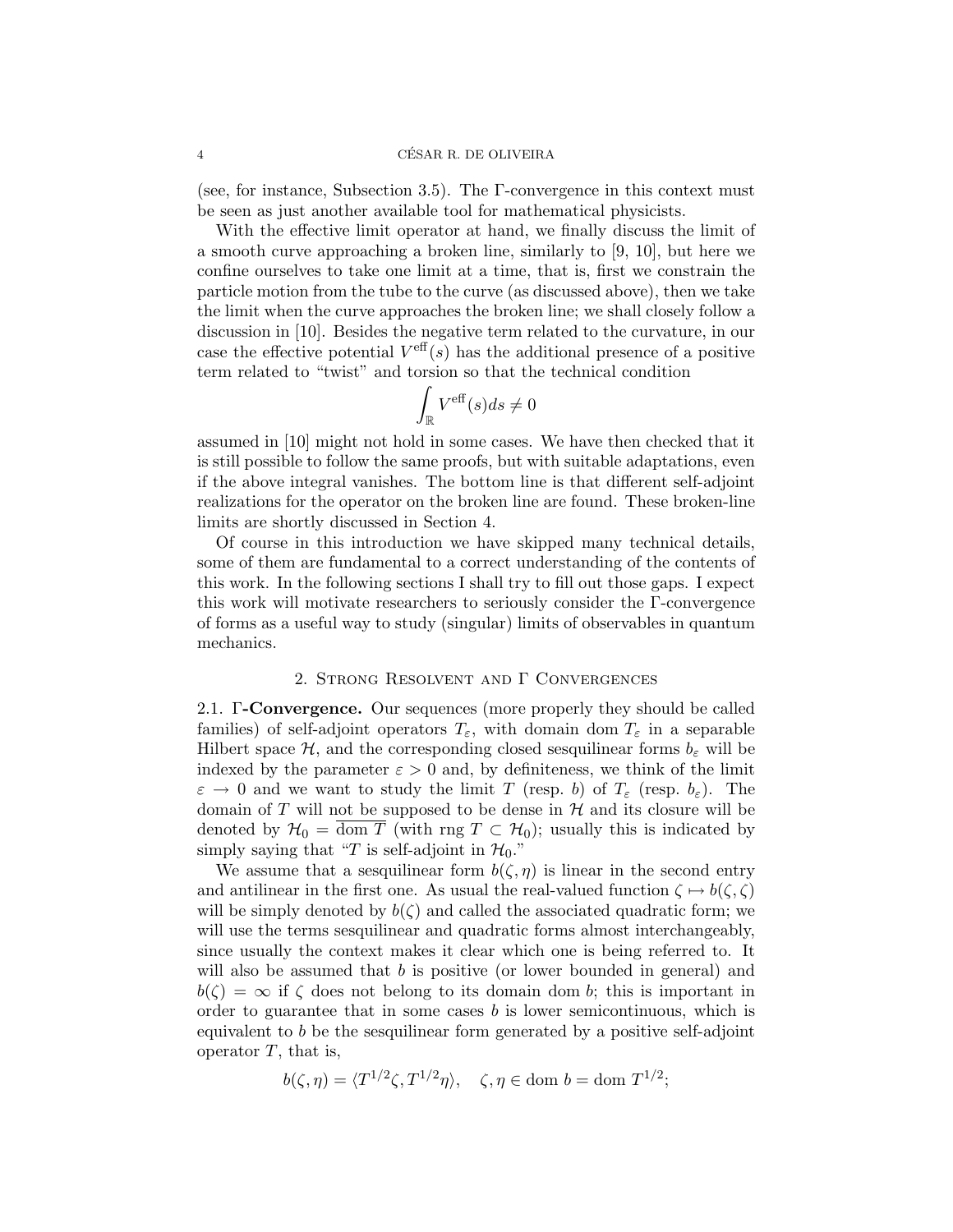(see, for instance, Subsection 3.5). The Γ-convergence in this context must be seen as just another available tool for mathematical physicists.

With the effective limit operator at hand, we finally discuss the limit of a smooth curve approaching a broken line, similarly to [9, 10], but here we confine ourselves to take one limit at a time, that is, first we constrain the particle motion from the tube to the curve (as discussed above), then we take the limit when the curve approaches the broken line; we shall closely follow a discussion in [10]. Besides the negative term related to the curvature, in our case the effective potential $V^{\rm eff}(s)$ has the additional presence of a positive term related to "twist" and torsion so that the technical condition

$$\int_{\mathbb{R}} V^{\rm eff}(s) ds \neq 0$$

assumed in [10] might not hold in some cases. We have then checked that it is still possible to follow the same proofs, but with suitable adaptations, even if the above integral vanishes. The bottom line is that different self-adjoint realizations for the operator on the broken line are found. These broken-line limits are shortly discussed in Section 4.

Of course in this introduction we have skipped many technical details, some of them are fundamental to a correct understanding of the contents of this work. In the following sections I shall try to fill out those gaps. I expect this work will motivate researchers to seriously consider the Γ-convergence of forms as a useful way to study (singular) limits of observables in quantum mechanics.

## 2. Strong Resolvent and Γ Convergences

**2.1. Γ-Convergence.** Our sequences (more properly they should be called families) of self-adjoint operators $T_\varepsilon$, with domain dom $T_\varepsilon$ in a separable Hilbert space $\mathcal{H}$, and the corresponding closed sesquilinear forms $b_\varepsilon$ will be indexed by the parameter $\varepsilon > 0$ and, by definiteness, we think of the limit $\varepsilon \to 0$ and we want to study the limit $T$ (resp. $b$) of $T_\varepsilon$ (resp. $b_\varepsilon$). The domain of $T$ will not be supposed to be dense in $\mathcal{H}$ and its closure will be denoted by $\mathcal{H}_0 = \overline{\text{dom } T}$ (with rng $T \subset \mathcal{H}_0$); usually this is indicated by simply saying that "$T$ is self-adjoint in $\mathcal{H}_0$."

We assume that a sesquilinear form $b(\zeta, \eta)$ is linear in the second entry and antilinear in the first one. As usual the real-valued function $\zeta \mapsto b(\zeta, \zeta)$ will be simply denoted by $b(\zeta)$ and called the associated quadratic form; we will use the terms sesquilinear and quadratic forms almost interchangeably, since usually the context makes it clear which one is being referred to. It will also be assumed that $b$ is positive (or lower bounded in general) and $b(\zeta) = \infty$ if $\zeta$ does not belong to its domain dom $b$; this is important in order to guarantee that in some cases $b$ is lower semicontinuous, which is equivalent to $b$ be the sesquilinear form generated by a positive self-adjoint operator $T$, that is,

$$b(\zeta, \eta) = \langle T^{1/2}\zeta, T^{1/2}\eta\rangle, \quad \zeta, \eta \in \text{dom } b = \text{dom } T^{1/2};$$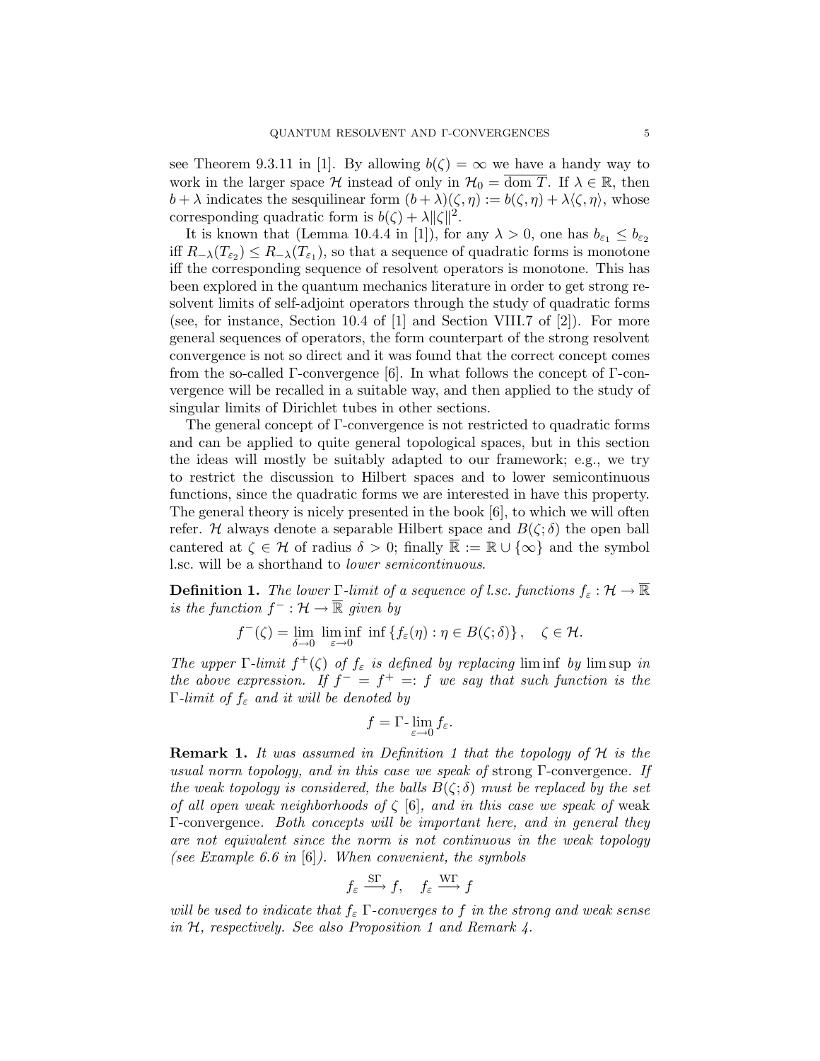see Theorem 9.3.11 in [1]. By allowing $b(\zeta) = \infty$ we have a handy way to work in the larger space $\mathcal{H}$ instead of only in $\mathcal{H}_0 = \overline{\mathrm{dom}\, T}$. If $\lambda \in \mathbb{R}$, then $b + \lambda$ indicates the sesquilinear form $(b+\lambda)(\zeta, \eta) := b(\zeta, \eta) + \lambda\langle \zeta, \eta\rangle$, whose corresponding quadratic form is $b(\zeta) + \lambda \|\zeta\|^2$.

It is known that (Lemma 10.4.4 in [1]), for any $\lambda > 0$, one has $b_{\varepsilon_1} \le b_{\varepsilon_2}$ iff $R_{-\lambda}(T_{\varepsilon_2}) \le R_{-\lambda}(T_{\varepsilon_1})$, so that a sequence of quadratic forms is monotone iff the corresponding sequence of resolvent operators is monotone. This has been explored in the quantum mechanics literature in order to get strong resolvent limits of self-adjoint operators through the study of quadratic forms (see, for instance, Section 10.4 of [1] and Section VIII.7 of [2]). For more general sequences of operators, the form counterpart of the strong resolvent convergence is not so direct and it was found that the correct concept comes from the so-called $\Gamma$-convergence [6]. In what follows the concept of $\Gamma$-convergence will be recalled in a suitable way, and then applied to the study of singular limits of Dirichlet tubes in other sections.

The general concept of $\Gamma$-convergence is not restricted to quadratic forms and can be applied to quite general topological spaces, but in this section the ideas will mostly be suitably adapted to our framework; e.g., we try to restrict the discussion to Hilbert spaces and to lower semicontinuous functions, since the quadratic forms we are interested in have this property. The general theory is nicely presented in the book [6], to which we will often refer. $\mathcal{H}$ always denote a separable Hilbert space and $B(\zeta;\delta)$ the open ball cantered at $\zeta \in \mathcal{H}$ of radius $\delta > 0$; finally $\overline{\mathbb{R}} := \mathbb{R} \cup \{\infty\}$ and the symbol l.sc. will be a shorthand to *lower semicontinuous*.

**Definition 1.** *The lower $\Gamma$-limit of a sequence of l.sc. functions $f_\varepsilon : \mathcal{H} \to \overline{\mathbb{R}}$ is the function $f^- : \mathcal{H} \to \overline{\mathbb{R}}$ given by*

$$f^-(\zeta) = \lim_{\delta\to 0}\, \liminf_{\varepsilon\to 0}\, \inf\left\{f_\varepsilon(\eta) : \eta \in B(\zeta;\delta)\right\}, \quad \zeta \in \mathcal{H}.$$

*The upper $\Gamma$-limit $f^+(\zeta)$ of $f_\varepsilon$ is defined by replacing $\liminf$ by $\limsup$ in the above expression. If $f^- = f^+ =: f$ we say that such function is the $\Gamma$-limit of $f_\varepsilon$ and it will be denoted by*

$$f = \Gamma\text{-}\lim_{\varepsilon\to 0} f_\varepsilon.$$

**Remark 1.** *It was assumed in Definition 1 that the topology of $\mathcal{H}$ is the usual norm topology, and in this case we speak of* strong $\Gamma$-convergence*. If the weak topology is considered, the balls $B(\zeta;\delta)$ must be replaced by the set of all open weak neighborhoods of $\zeta$ [6], and in this case we speak of* weak $\Gamma$-convergence*. Both concepts will be important here, and in general they are not equivalent since the norm is not continuous in the weak topology (see Example 6.6 in [6]). When convenient, the symbols*

$$f_\varepsilon \xrightarrow{\mathrm{S}\Gamma} f, \quad f_\varepsilon \xrightarrow{\mathrm{W}\Gamma} f$$

*will be used to indicate that $f_\varepsilon$ $\Gamma$-converges to $f$ in the strong and weak sense in $\mathcal{H}$, respectively. See also Proposition 1 and Remark 4.*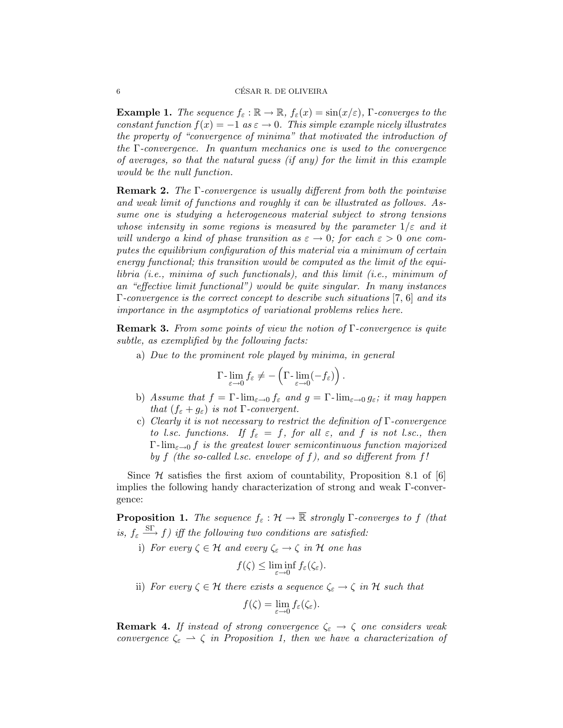**Example 1.** *The sequence $f_\varepsilon : \mathbb{R} \to \mathbb{R}$, $f_\varepsilon(x) = \sin(x/\varepsilon)$, $\Gamma$-converges to the constant function $f(x) = -1$ as $\varepsilon \to 0$. This simple example nicely illustrates the property of "convergence of minima" that motivated the introduction of the $\Gamma$-convergence. In quantum mechanics one is used to the convergence of averages, so that the natural guess (if any) for the limit in this example would be the null function.*

**Remark 2.** *The $\Gamma$-convergence is usually different from both the pointwise and weak limit of functions and roughly it can be illustrated as follows. Assume one is studying a heterogeneous material subject to strong tensions whose intensity in some regions is measured by the parameter $1/\varepsilon$ and it will undergo a kind of phase transition as $\varepsilon \to 0$; for each $\varepsilon > 0$ one computes the equilibrium configuration of this material via a minimum of certain energy functional; this transition would be computed as the limit of the equilibria (i.e., minima of such functionals), and this limit (i.e., minimum of an "effective limit functional") would be quite singular. In many instances $\Gamma$-convergence is the correct concept to describe such situations [7, 6] and its importance in the asymptotics of variational problems relies here.*

**Remark 3.** *From some points of view the notion of $\Gamma$-convergence is quite subtle, as exemplified by the following facts:*

a) *Due to the prominent role played by minima, in general*

$$\Gamma\text{-}\lim_{\varepsilon\to 0} f_\varepsilon \neq -\left(\Gamma\text{-}\lim_{\varepsilon\to 0}(-f_\varepsilon)\right).$$

b) *Assume that $f = \Gamma\text{-}\lim_{\varepsilon\to 0} f_\varepsilon$ and $g = \Gamma\text{-}\lim_{\varepsilon\to 0} g_\varepsilon$; it may happen that $(f_\varepsilon + g_\varepsilon)$ is not $\Gamma$-convergent.*

c) *Clearly it is not necessary to restrict the definition of $\Gamma$-convergence to l.sc. functions. If $f_\varepsilon = f$, for all $\varepsilon$, and $f$ is not l.sc., then $\Gamma\text{-}\lim_{\varepsilon\to 0} f$ is the greatest lower semicontinuous function majorized by $f$ (the so-called l.sc. envelope of $f$), and so different from $f$!*

Since $\mathcal{H}$ satisfies the first axiom of countability, Proposition 8.1 of [6] implies the following handy characterization of strong and weak $\Gamma$-convergence:

**Proposition 1.** *The sequence $f_\varepsilon : \mathcal{H} \to \overline{\mathbb{R}}$ strongly $\Gamma$-converges to $f$ (that is, $f_\varepsilon \xrightarrow{\mathrm{S}\Gamma} f$) iff the following two conditions are satisfied:*

i) *For every $\zeta \in \mathcal{H}$ and every $\zeta_\varepsilon \to \zeta$ in $\mathcal{H}$ one has*

$$f(\zeta) \leq \liminf_{\varepsilon\to 0} f_\varepsilon(\zeta_\varepsilon).$$

ii) *For every $\zeta \in \mathcal{H}$ there exists a sequence $\zeta_\varepsilon \to \zeta$ in $\mathcal{H}$ such that*

$$f(\zeta) = \lim_{\varepsilon\to 0} f_\varepsilon(\zeta_\varepsilon).$$

**Remark 4.** *If instead of strong convergence $\zeta_\varepsilon \to \zeta$ one considers weak convergence $\zeta_\varepsilon \rightharpoonup \zeta$ in Proposition 1, then we have a characterization of*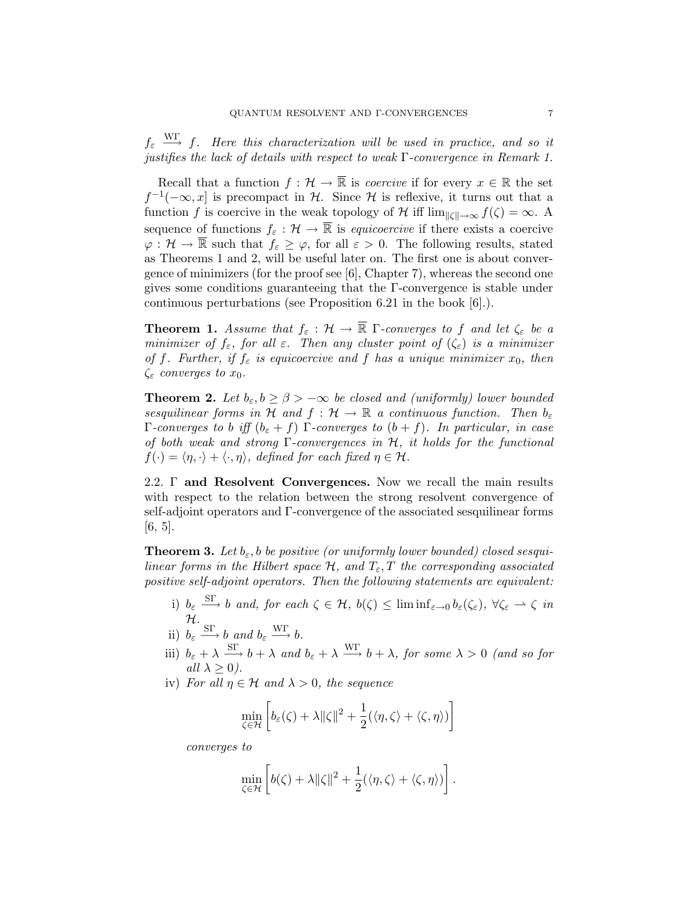$f_\varepsilon \xrightarrow{\mathrm{W}\Gamma} f$. *Here this characterization will be used in practice, and so it justifies the lack of details with respect to weak* $\Gamma$*-convergence in Remark 1.*

Recall that a function $f : \mathcal{H} \to \overline{\mathbb{R}}$ is *coercive* if for every $x \in \mathbb{R}$ the set $f^{-1}(-\infty, x]$ is precompact in $\mathcal{H}$. Since $\mathcal{H}$ is reflexive, it turns out that a function $f$ is coercive in the weak topology of $\mathcal{H}$ iff $\lim_{\|\zeta\|\to\infty} f(\zeta) = \infty$. A sequence of functions $f_\varepsilon : \mathcal{H} \to \overline{\mathbb{R}}$ is *equicoercive* if there exists a coercive $\varphi : \mathcal{H} \to \overline{\mathbb{R}}$ such that $f_\varepsilon \geq \varphi$, for all $\varepsilon > 0$. The following results, stated as Theorems 1 and 2, will be useful later on. The first one is about convergence of minimizers (for the proof see [6], Chapter 7), whereas the second one gives some conditions guaranteeing that the $\Gamma$-convergence is stable under continuous perturbations (see Proposition 6.21 in the book [6].).

**Theorem 1.** *Assume that* $f_\varepsilon : \mathcal{H} \to \overline{\mathbb{R}}$ $\Gamma$*-converges to* $f$ *and let* $\zeta_\varepsilon$ *be a minimizer of* $f_\varepsilon$*, for all* $\varepsilon$*. Then any cluster point of* $(\zeta_\varepsilon)$ *is a minimizer of* $f$*. Further, if* $f_\varepsilon$ *is equicoercive and* $f$ *has a unique minimizer* $x_0$*, then* $\zeta_\varepsilon$ *converges to* $x_0$*.*

**Theorem 2.** *Let* $b_\varepsilon, b \geq \beta > -\infty$ *be closed and (uniformly) lower bounded sesquilinear forms in* $\mathcal{H}$ *and* $f : \mathcal{H} \to \mathbb{R}$ *a continuous function. Then* $b_\varepsilon$ $\Gamma$*-converges to* $b$ *iff* $(b_\varepsilon + f)$ $\Gamma$*-converges to* $(b + f)$*. In particular, in case of both weak and strong* $\Gamma$*-convergences in* $\mathcal{H}$*, it holds for the functional* $f(\cdot) = \langle \eta, \cdot\rangle + \langle \cdot, \eta\rangle$*, defined for each fixed* $\eta \in \mathcal{H}$*.*

## 2.2. $\Gamma$ and Resolvent Convergences.

Now we recall the main results with respect to the relation between the strong resolvent convergence of self-adjoint operators and $\Gamma$-convergence of the associated sesquilinear forms [6, 5].

**Theorem 3.** *Let* $b_\varepsilon, b$ *be positive (or uniformly lower bounded) closed sesquilinear forms in the Hilbert space* $\mathcal{H}$*, and* $T_\varepsilon, T$ *the corresponding associated positive self-adjoint operators. Then the following statements are equivalent:*

i) $b_\varepsilon \xrightarrow{\mathrm{S}\Gamma} b$ *and, for each* $\zeta \in \mathcal{H}$*,* $b(\zeta) \leq \liminf_{\varepsilon\to 0} b_\varepsilon(\zeta_\varepsilon)$*,* $\forall \zeta_\varepsilon \rightharpoonup \zeta$ *in* $\mathcal{H}$*.*

ii) $b_\varepsilon \xrightarrow{\mathrm{S}\Gamma} b$ *and* $b_\varepsilon \xrightarrow{\mathrm{W}\Gamma} b$*.*

iii) $b_\varepsilon + \lambda \xrightarrow{\mathrm{S}\Gamma} b + \lambda$ *and* $b_\varepsilon + \lambda \xrightarrow{\mathrm{W}\Gamma} b + \lambda$*, for some* $\lambda > 0$ *(and so for all* $\lambda \geq 0$*).*

iv) *For all* $\eta \in \mathcal{H}$ *and* $\lambda > 0$*, the sequence*

$$\min_{\zeta\in\mathcal{H}} \left[ b_\varepsilon(\zeta) + \lambda\|\zeta\|^2 + \frac{1}{2}(\langle \eta, \zeta\rangle + \langle \zeta, \eta\rangle) \right]$$

*converges to*

$$\min_{\zeta\in\mathcal{H}} \left[ b(\zeta) + \lambda\|\zeta\|^2 + \frac{1}{2}(\langle \eta, \zeta\rangle + \langle \zeta, \eta\rangle) \right].$$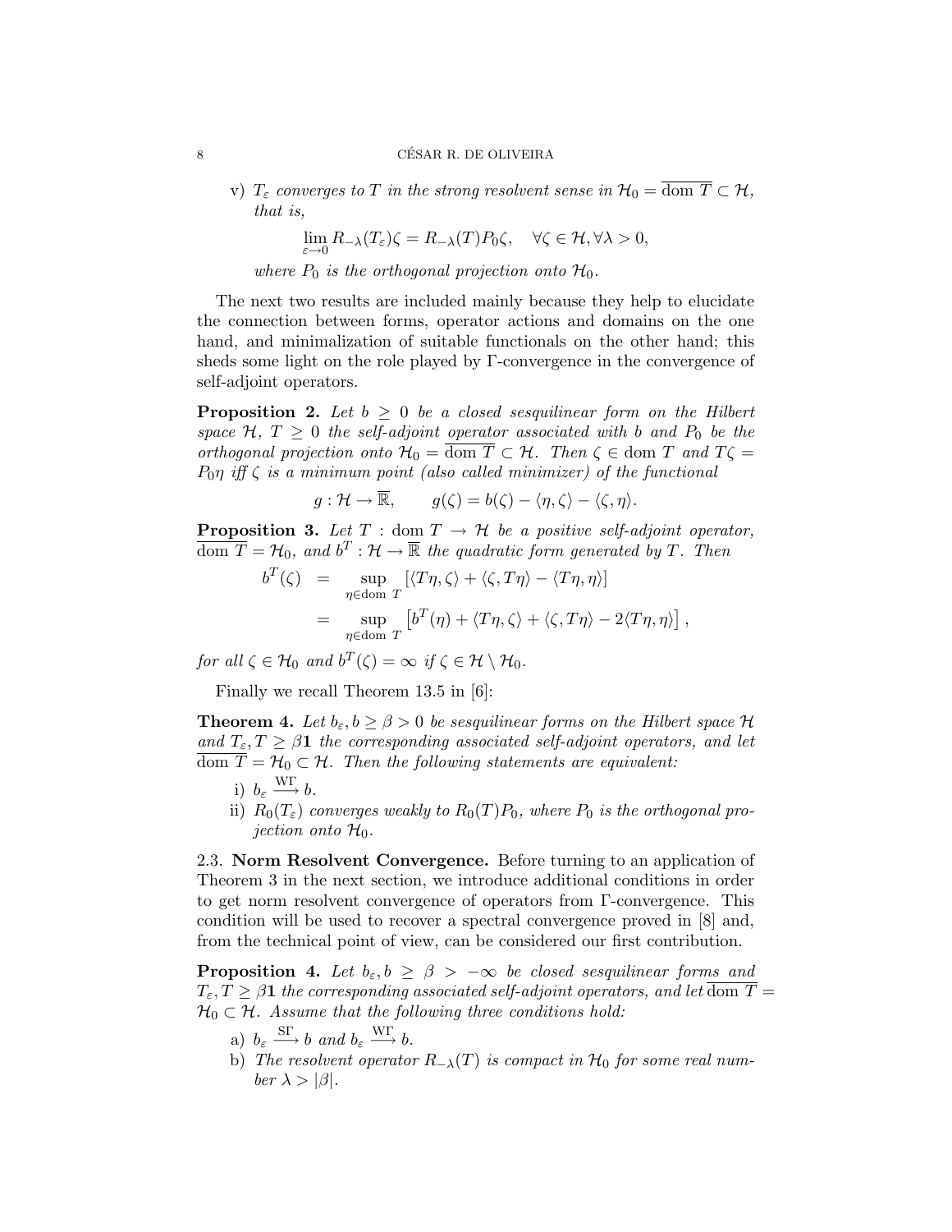v) *$T_\varepsilon$ converges to $T$ in the strong resolvent sense in $\mathcal{H}_0 = \overline{\mathrm{dom}\ T} \subset \mathcal{H}$, that is,*

$$\lim_{\varepsilon \to 0} R_{-\lambda}(T_\varepsilon)\zeta = R_{-\lambda}(T)P_0\zeta, \quad \forall \zeta \in \mathcal{H}, \forall \lambda > 0,$$

*where $P_0$ is the orthogonal projection onto $\mathcal{H}_0$.*

The next two results are included mainly because they help to elucidate the connection between forms, operator actions and domains on the one hand, and minimalization of suitable functionals on the other hand; this sheds some light on the role played by Γ-convergence in the convergence of self-adjoint operators.

**Proposition 2.** *Let $b \geq 0$ be a closed sesquilinear form on the Hilbert space $\mathcal{H}$, $T \geq 0$ the self-adjoint operator associated with $b$ and $P_0$ be the orthogonal projection onto $\mathcal{H}_0 = \overline{\mathrm{dom}\ T} \subset \mathcal{H}$. Then $\zeta \in \mathrm{dom}\ T$ and $T\zeta = P_0\eta$ iff $\zeta$ is a minimum point (also called minimizer) of the functional*

$$g : \mathcal{H} \to \overline{\mathbb{R}}, \qquad g(\zeta) = b(\zeta) - \langle \eta, \zeta \rangle - \langle \zeta, \eta \rangle.$$

**Proposition 3.** *Let $T : \mathrm{dom}\ T \to \mathcal{H}$ be a positive self-adjoint operator, $\overline{\mathrm{dom}\ T} = \mathcal{H}_0$, and $b^T : \mathcal{H} \to \overline{\mathbb{R}}$ the quadratic form generated by $T$. Then*

$$\begin{aligned} b^T(\zeta) &= \sup_{\eta \in \mathrm{dom}\ T} \left[ \langle T\eta, \zeta \rangle + \langle \zeta, T\eta \rangle - \langle T\eta, \eta \rangle \right] \\ &= \sup_{\eta \in \mathrm{dom}\ T} \left[ b^T(\eta) + \langle T\eta, \zeta \rangle + \langle \zeta, T\eta \rangle - 2\langle T\eta, \eta \rangle \right], \end{aligned}$$

*for all $\zeta \in \mathcal{H}_0$ and $b^T(\zeta) = \infty$ if $\zeta \in \mathcal{H} \setminus \mathcal{H}_0$.*

Finally we recall Theorem 13.5 in [6]:

**Theorem 4.** *Let $b_\varepsilon, b \geq \beta > 0$ be sesquilinear forms on the Hilbert space $\mathcal{H}$ and $T_\varepsilon, T \geq \beta\mathbf{1}$ the corresponding associated self-adjoint operators, and let $\overline{\mathrm{dom}\ T} = \mathcal{H}_0 \subset \mathcal{H}$. Then the following statements are equivalent:*

i) $b_\varepsilon \xrightarrow{\mathrm{W\Gamma}} b$.

ii) *$R_0(T_\varepsilon)$ converges weakly to $R_0(T)P_0$, where $P_0$ is the orthogonal projection onto $\mathcal{H}_0$.*

2.3. **Norm Resolvent Convergence.** Before turning to an application of Theorem 3 in the next section, we introduce additional conditions in order to get norm resolvent convergence of operators from Γ-convergence. This condition will be used to recover a spectral convergence proved in [8] and, from the technical point of view, can be considered our first contribution.

**Proposition 4.** *Let $b_\varepsilon, b \geq \beta > -\infty$ be closed sesquilinear forms and $T_\varepsilon, T \geq \beta\mathbf{1}$ the corresponding associated self-adjoint operators, and let $\overline{\mathrm{dom}\ T} = \mathcal{H}_0 \subset \mathcal{H}$. Assume that the following three conditions hold:*

a) $b_\varepsilon \xrightarrow{\mathrm{S\Gamma}} b$ *and* $b_\varepsilon \xrightarrow{\mathrm{W\Gamma}} b$.

b) *The resolvent operator $R_{-\lambda}(T)$ is compact in $\mathcal{H}_0$ for some real number $\lambda > |\beta|$.*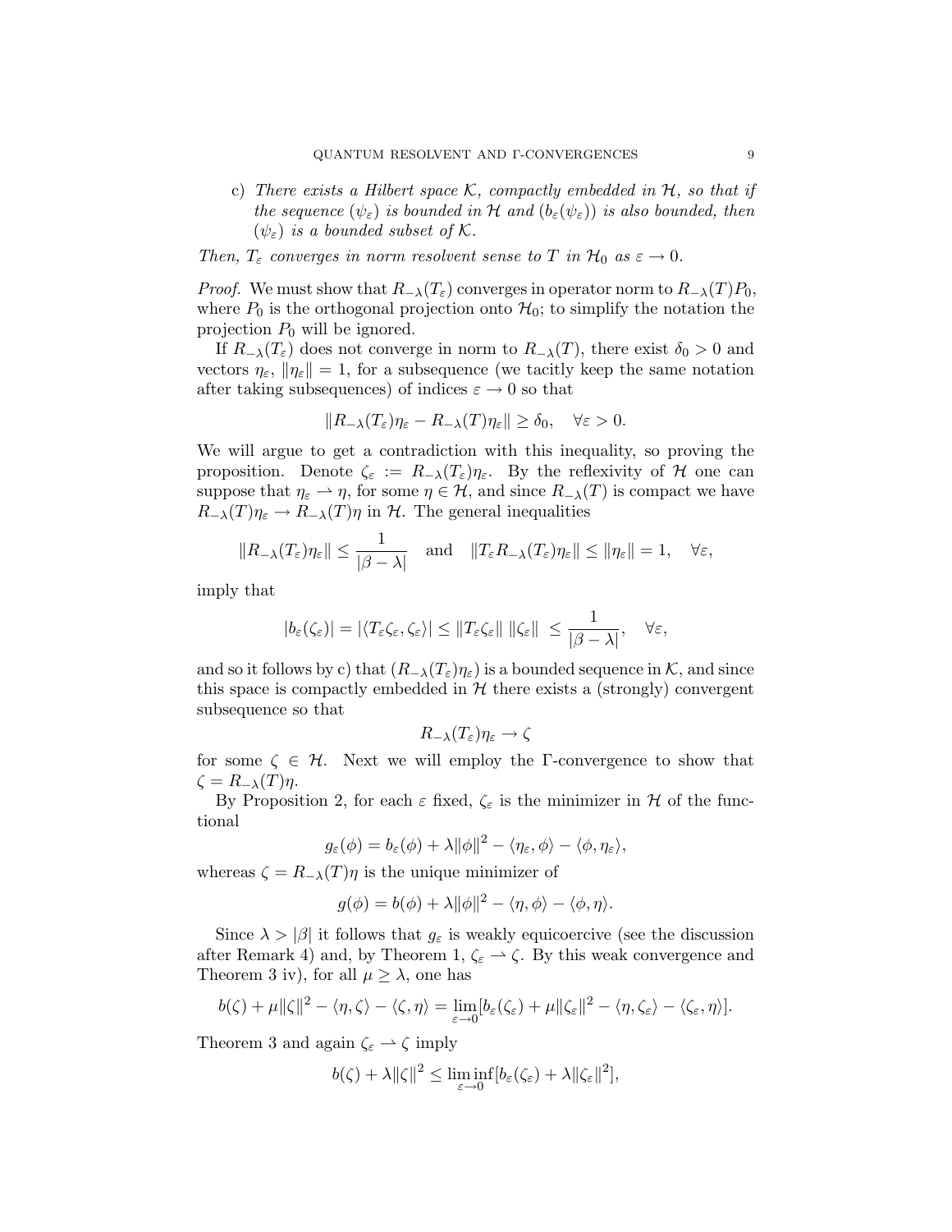c) *There exists a Hilbert space $\mathcal{K}$, compactly embedded in $\mathcal{H}$, so that if the sequence $(\psi_\varepsilon)$ is bounded in $\mathcal{H}$ and $(b_\varepsilon(\psi_\varepsilon))$ is also bounded, then $(\psi_\varepsilon)$ is a bounded subset of $\mathcal{K}$.*

*Then, $T_\varepsilon$ converges in norm resolvent sense to $T$ in $\mathcal{H}_0$ as $\varepsilon \to 0$.*

*Proof.* We must show that $R_{-\lambda}(T_\varepsilon)$ converges in operator norm to $R_{-\lambda}(T)P_0$, where $P_0$ is the orthogonal projection onto $\mathcal{H}_0$; to simplify the notation the projection $P_0$ will be ignored.

If $R_{-\lambda}(T_\varepsilon)$ does not converge in norm to $R_{-\lambda}(T)$, there exist $\delta_0 > 0$ and vectors $\eta_\varepsilon$, $\|\eta_\varepsilon\| = 1$, for a subsequence (we tacitly keep the same notation after taking subsequences) of indices $\varepsilon \to 0$ so that

$$\|R_{-\lambda}(T_\varepsilon)\eta_\varepsilon - R_{-\lambda}(T)\eta_\varepsilon\| \geq \delta_0, \quad \forall \varepsilon > 0.$$

We will argue to get a contradiction with this inequality, so proving the proposition. Denote $\zeta_\varepsilon := R_{-\lambda}(T_\varepsilon)\eta_\varepsilon$. By the reflexivity of $\mathcal{H}$ one can suppose that $\eta_\varepsilon \rightharpoonup \eta$, for some $\eta \in \mathcal{H}$, and since $R_{-\lambda}(T)$ is compact we have $R_{-\lambda}(T)\eta_\varepsilon \to R_{-\lambda}(T)\eta$ in $\mathcal{H}$. The general inequalities

$$\|R_{-\lambda}(T_\varepsilon)\eta_\varepsilon\| \leq \frac{1}{|\beta - \lambda|} \quad \text{and} \quad \|T_\varepsilon R_{-\lambda}(T_\varepsilon)\eta_\varepsilon\| \leq \|\eta_\varepsilon\| = 1, \quad \forall \varepsilon,$$

imply that

$$|b_\varepsilon(\zeta_\varepsilon)| = |\langle T_\varepsilon \zeta_\varepsilon, \zeta_\varepsilon\rangle| \leq \|T_\varepsilon \zeta_\varepsilon\| \, \|\zeta_\varepsilon\| \leq \frac{1}{|\beta - \lambda|}, \quad \forall \varepsilon,$$

and so it follows by c) that $(R_{-\lambda}(T_\varepsilon)\eta_\varepsilon)$ is a bounded sequence in $\mathcal{K}$, and since this space is compactly embedded in $\mathcal{H}$ there exists a (strongly) convergent subsequence so that

$$R_{-\lambda}(T_\varepsilon)\eta_\varepsilon \to \zeta$$

for some $\zeta \in \mathcal{H}$. Next we will employ the $\Gamma$-convergence to show that $\zeta = R_{-\lambda}(T)\eta$.

By Proposition 2, for each $\varepsilon$ fixed, $\zeta_\varepsilon$ is the minimizer in $\mathcal{H}$ of the functional

$$g_\varepsilon(\phi) = b_\varepsilon(\phi) + \lambda\|\phi\|^2 - \langle \eta_\varepsilon, \phi\rangle - \langle \phi, \eta_\varepsilon\rangle,$$

whereas $\zeta = R_{-\lambda}(T)\eta$ is the unique minimizer of

$$g(\phi) = b(\phi) + \lambda\|\phi\|^2 - \langle \eta, \phi\rangle - \langle \phi, \eta\rangle.$$

Since $\lambda > |\beta|$ it follows that $g_\varepsilon$ is weakly equicoercive (see the discussion after Remark 4) and, by Theorem 1, $\zeta_\varepsilon \rightharpoonup \zeta$. By this weak convergence and Theorem 3 iv), for all $\mu \geq \lambda$, one has

$$b(\zeta) + \mu\|\zeta\|^2 - \langle \eta, \zeta\rangle - \langle \zeta, \eta\rangle = \lim_{\varepsilon \to 0}[b_\varepsilon(\zeta_\varepsilon) + \mu\|\zeta_\varepsilon\|^2 - \langle \eta, \zeta_\varepsilon\rangle - \langle \zeta_\varepsilon, \eta\rangle].$$

Theorem 3 and again $\zeta_\varepsilon \rightharpoonup \zeta$ imply

$$b(\zeta) + \lambda\|\zeta\|^2 \leq \liminf_{\varepsilon \to 0}[b_\varepsilon(\zeta_\varepsilon) + \lambda\|\zeta_\varepsilon\|^2],$$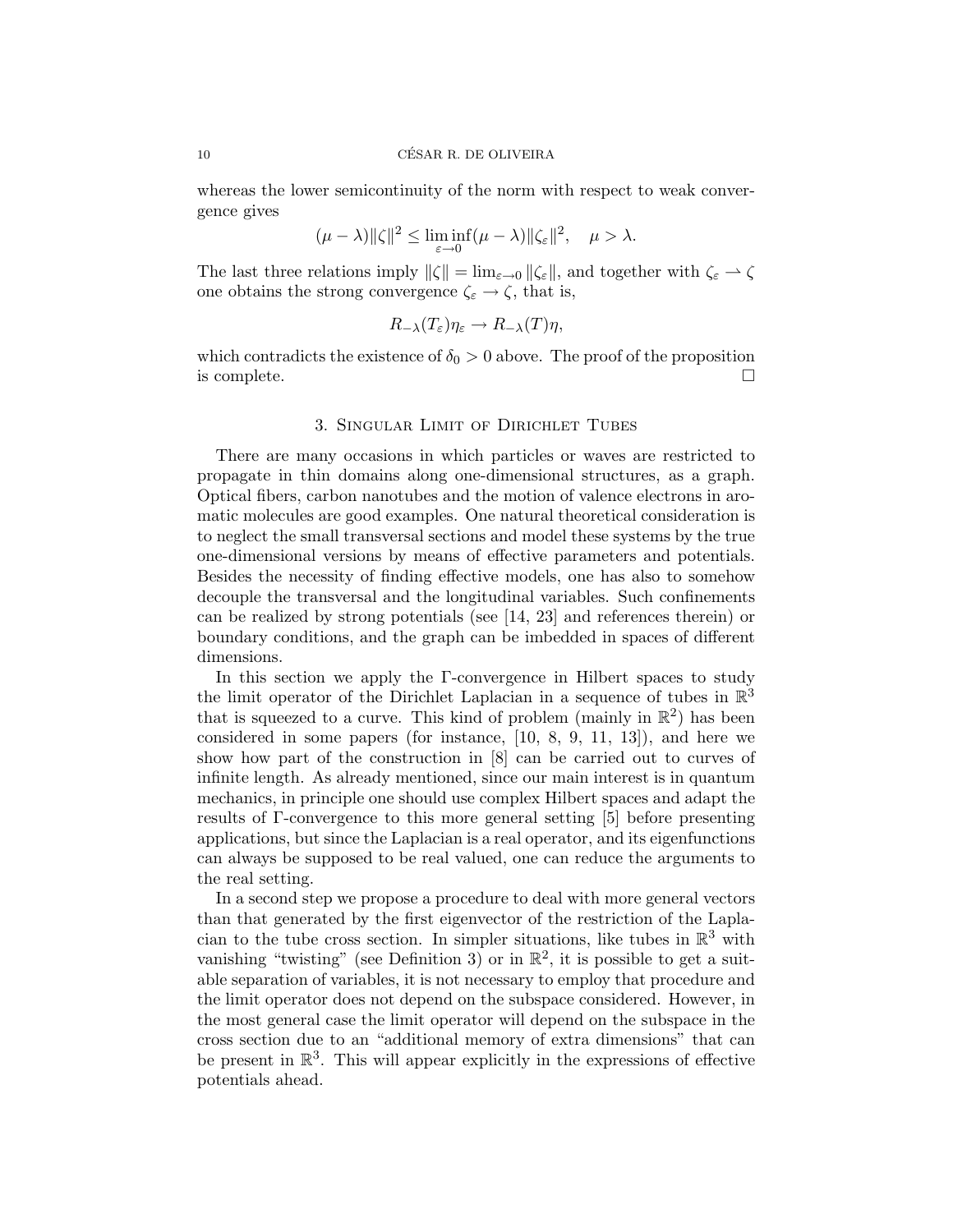whereas the lower semicontinuity of the norm with respect to weak convergence gives

$$(\mu - \lambda)\|\zeta\|^2 \leq \liminf_{\varepsilon \to 0} (\mu - \lambda)\|\zeta_\varepsilon\|^2, \quad \mu > \lambda.$$

The last three relations imply $\|\zeta\| = \lim_{\varepsilon\to 0} \|\zeta_\varepsilon\|$, and together with $\zeta_\varepsilon \rightharpoonup \zeta$ one obtains the strong convergence $\zeta_\varepsilon \to \zeta$, that is,

$$R_{-\lambda}(T_\varepsilon)\eta_\varepsilon \to R_{-\lambda}(T)\eta,$$

which contradicts the existence of $\delta_0 > 0$ above. The proof of the proposition is complete. □

## 3. Singular Limit of Dirichlet Tubes

There are many occasions in which particles or waves are restricted to propagate in thin domains along one-dimensional structures, as a graph. Optical fibers, carbon nanotubes and the motion of valence electrons in aromatic molecules are good examples. One natural theoretical consideration is to neglect the small transversal sections and model these systems by the true one-dimensional versions by means of effective parameters and potentials. Besides the necessity of finding effective models, one has also to somehow decouple the transversal and the longitudinal variables. Such confinements can be realized by strong potentials (see [14, 23] and references therein) or boundary conditions, and the graph can be imbedded in spaces of different dimensions.

In this section we apply the Γ-convergence in Hilbert spaces to study the limit operator of the Dirichlet Laplacian in a sequence of tubes in $\mathbb{R}^3$ that is squeezed to a curve. This kind of problem (mainly in $\mathbb{R}^2$) has been considered in some papers (for instance, [10, 8, 9, 11, 13]), and here we show how part of the construction in [8] can be carried out to curves of infinite length. As already mentioned, since our main interest is in quantum mechanics, in principle one should use complex Hilbert spaces and adapt the results of Γ-convergence to this more general setting [5] before presenting applications, but since the Laplacian is a real operator, and its eigenfunctions can always be supposed to be real valued, one can reduce the arguments to the real setting.

In a second step we propose a procedure to deal with more general vectors than that generated by the first eigenvector of the restriction of the Laplacian to the tube cross section. In simpler situations, like tubes in $\mathbb{R}^3$ with vanishing "twisting" (see Definition 3) or in $\mathbb{R}^2$, it is possible to get a suitable separation of variables, it is not necessary to employ that procedure and the limit operator does not depend on the subspace considered. However, in the most general case the limit operator will depend on the subspace in the cross section due to an "additional memory of extra dimensions" that can be present in $\mathbb{R}^3$. This will appear explicitly in the expressions of effective potentials ahead.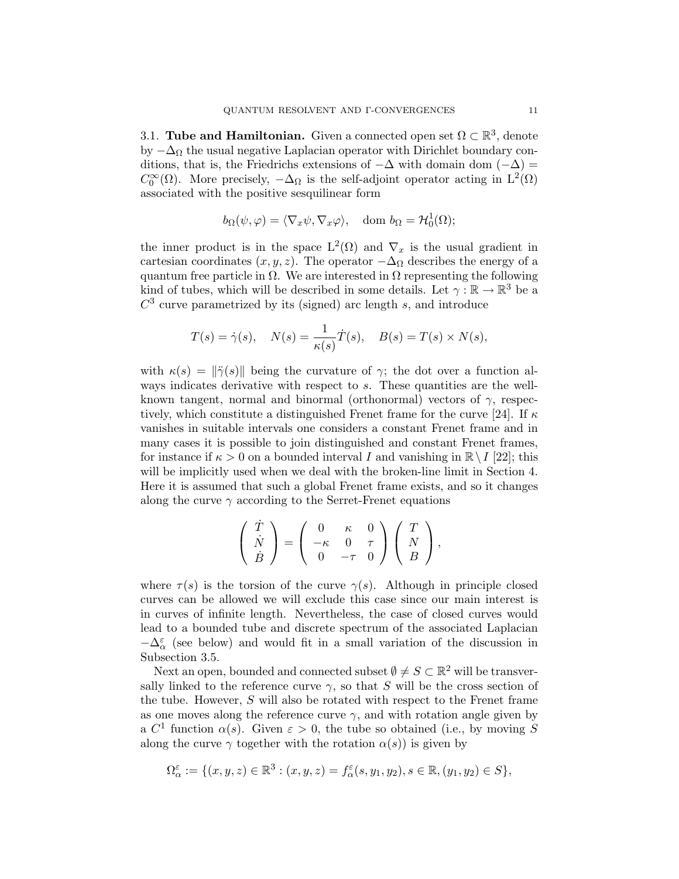3.1. **Tube and Hamiltonian.** Given a connected open set $\Omega \subset \mathbb{R}^3$, denote by $-\Delta_\Omega$ the usual negative Laplacian operator with Dirichlet boundary conditions, that is, the Friedrichs extensions of $-\Delta$ with domain $\mathrm{dom}\,(-\Delta) = C_0^\infty(\Omega)$. More precisely, $-\Delta_\Omega$ is the self-adjoint operator acting in $\mathrm{L}^2(\Omega)$ associated with the positive sesquilinear form

$$b_\Omega(\psi, \varphi) = \langle \nabla_x \psi, \nabla_x \varphi \rangle, \quad \mathrm{dom}\; b_\Omega = \mathcal{H}_0^1(\Omega);$$

the inner product is in the space $\mathrm{L}^2(\Omega)$ and $\nabla_x$ is the usual gradient in cartesian coordinates $(x, y, z)$. The operator $-\Delta_\Omega$ describes the energy of a quantum free particle in $\Omega$. We are interested in $\Omega$ representing the following kind of tubes, which will be described in some details. Let $\gamma : \mathbb{R} \to \mathbb{R}^3$ be a $C^3$ curve parametrized by its (signed) arc length $s$, and introduce

$$T(s) = \dot\gamma(s), \quad N(s) = \frac{1}{\kappa(s)}\dot T(s), \quad B(s) = T(s) \times N(s),$$

with $\kappa(s) = \|\ddot\gamma(s)\|$ being the curvature of $\gamma$; the dot over a function always indicates derivative with respect to $s$. These quantities are the well-known tangent, normal and binormal (orthonormal) vectors of $\gamma$, respectively, which constitute a distinguished Frenet frame for the curve [24]. If $\kappa$ vanishes in suitable intervals one considers a constant Frenet frame and in many cases it is possible to join distinguished and constant Frenet frames, for instance if $\kappa > 0$ on a bounded interval $I$ and vanishing in $\mathbb{R} \setminus I$ [22]; this will be implicitly used when we deal with the broken-line limit in Section 4. Here it is assumed that such a global Frenet frame exists, and so it changes along the curve $\gamma$ according to the Serret-Frenet equations

$$\begin{pmatrix} \dot T \\ \dot N \\ \dot B \end{pmatrix} = \begin{pmatrix} 0 & \kappa & 0 \\ -\kappa & 0 & \tau \\ 0 & -\tau & 0 \end{pmatrix} \begin{pmatrix} T \\ N \\ B \end{pmatrix},$$

where $\tau(s)$ is the torsion of the curve $\gamma(s)$. Although in principle closed curves can be allowed we will exclude this case since our main interest is in curves of infinite length. Nevertheless, the case of closed curves would lead to a bounded tube and discrete spectrum of the associated Laplacian $-\Delta_\alpha^\varepsilon$ (see below) and would fit in a small variation of the discussion in Subsection 3.5.

Next an open, bounded and connected subset $\emptyset \neq S \subset \mathbb{R}^2$ will be transversally linked to the reference curve $\gamma$, so that $S$ will be the cross section of the tube. However, $S$ will also be rotated with respect to the Frenet frame as one moves along the reference curve $\gamma$, and with rotation angle given by a $C^1$ function $\alpha(s)$. Given $\varepsilon > 0$, the tube so obtained (i.e., by moving $S$ along the curve $\gamma$ together with the rotation $\alpha(s)$) is given by

$$\Omega_\alpha^\varepsilon := \{(x, y, z) \in \mathbb{R}^3 : (x, y, z) = f_\alpha^\varepsilon(s, y_1, y_2), s \in \mathbb{R}, (y_1, y_2) \in S\},$$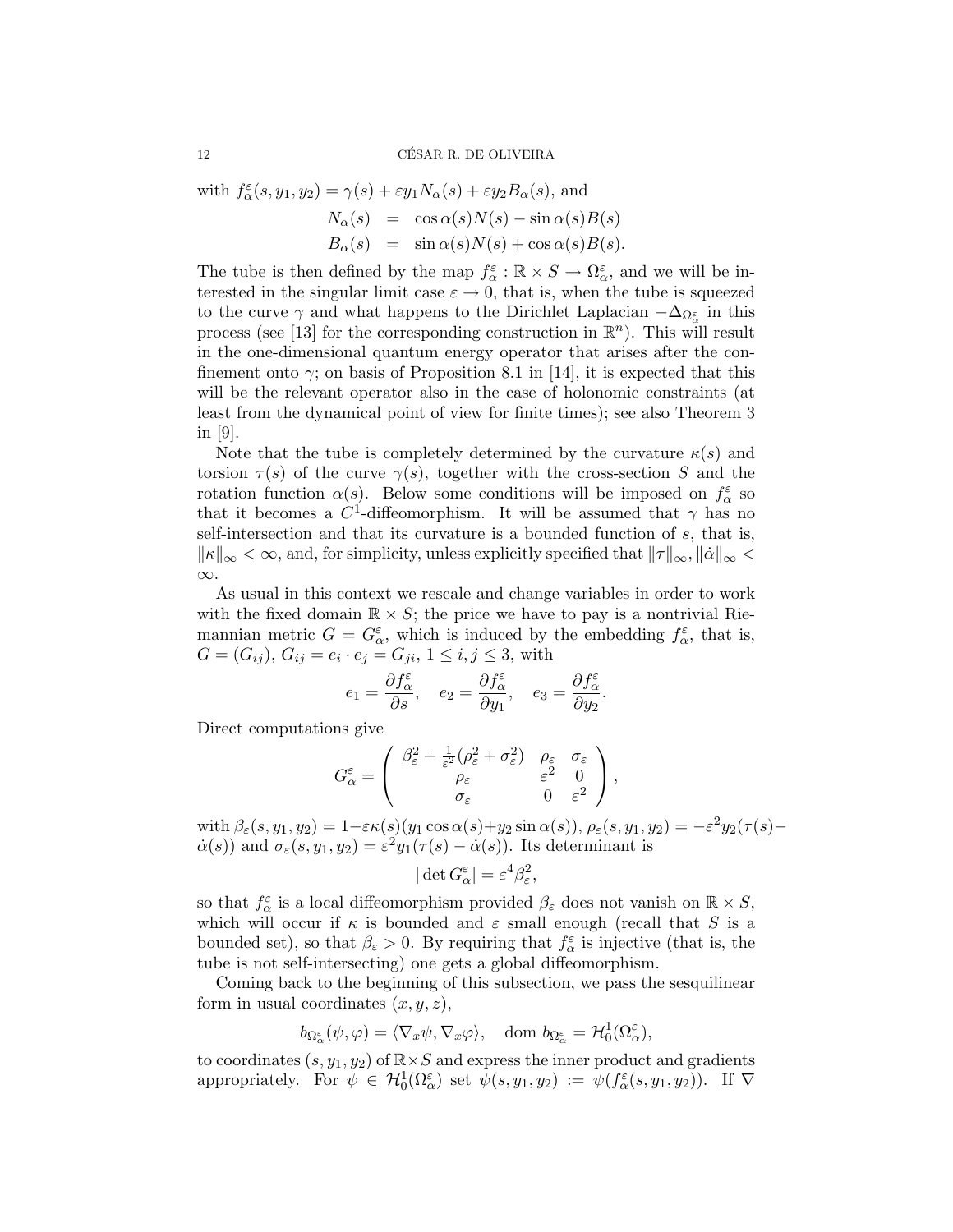with $f_\alpha^\varepsilon(s, y_1, y_2) = \gamma(s) + \varepsilon y_1 N_\alpha(s) + \varepsilon y_2 B_\alpha(s)$, and

$$
\begin{aligned}
N_\alpha(s) &= \cos\alpha(s) N(s) - \sin\alpha(s) B(s) \\
B_\alpha(s) &= \sin\alpha(s) N(s) + \cos\alpha(s) B(s).
\end{aligned}
$$

The tube is then defined by the map $f_\alpha^\varepsilon : \mathbb{R} \times S \to \Omega_\alpha^\varepsilon$, and we will be interested in the singular limit case $\varepsilon \to 0$, that is, when the tube is squeezed to the curve $\gamma$ and what happens to the Dirichlet Laplacian $-\Delta_{\Omega_\alpha^\varepsilon}$ in this process (see [13] for the corresponding construction in $\mathbb{R}^n$). This will result in the one-dimensional quantum energy operator that arises after the confinement onto $\gamma$; on basis of Proposition 8.1 in [14], it is expected that this will be the relevant operator also in the case of holonomic constraints (at least from the dynamical point of view for finite times); see also Theorem 3 in [9].

Note that the tube is completely determined by the curvature $\kappa(s)$ and torsion $\tau(s)$ of the curve $\gamma(s)$, together with the cross-section $S$ and the rotation function $\alpha(s)$. Below some conditions will be imposed on $f_\alpha^\varepsilon$ so that it becomes a $C^1$-diffeomorphism. It will be assumed that $\gamma$ has no self-intersection and that its curvature is a bounded function of $s$, that is, $\|\kappa\|_\infty < \infty$, and, for simplicity, unless explicitly specified that $\|\tau\|_\infty, \|\dot\alpha\|_\infty < \infty$.

As usual in this context we rescale and change variables in order to work with the fixed domain $\mathbb{R} \times S$; the price we have to pay is a nontrivial Riemannian metric $G = G_\alpha^\varepsilon$, which is induced by the embedding $f_\alpha^\varepsilon$, that is, $G = (G_{ij})$, $G_{ij} = e_i \cdot e_j = G_{ji}$, $1 \le i, j \le 3$, with

$$
e_1 = \frac{\partial f_\alpha^\varepsilon}{\partial s}, \quad e_2 = \frac{\partial f_\alpha^\varepsilon}{\partial y_1}, \quad e_3 = \frac{\partial f_\alpha^\varepsilon}{\partial y_2}.
$$

Direct computations give

$$
G_\alpha^\varepsilon = \begin{pmatrix} \beta_\varepsilon^2 + \frac{1}{\varepsilon^2}(\rho_\varepsilon^2 + \sigma_\varepsilon^2) & \rho_\varepsilon & \sigma_\varepsilon \\ \rho_\varepsilon & \varepsilon^2 & 0 \\ \sigma_\varepsilon & 0 & \varepsilon^2 \end{pmatrix},
$$

with $\beta_\varepsilon(s, y_1, y_2) = 1 - \varepsilon\kappa(s)(y_1 \cos\alpha(s) + y_2 \sin\alpha(s))$, $\rho_\varepsilon(s, y_1, y_2) = -\varepsilon^2 y_2(\tau(s) - \dot\alpha(s))$ and $\sigma_\varepsilon(s, y_1, y_2) = \varepsilon^2 y_1(\tau(s) - \dot\alpha(s))$. Its determinant is

$$
|\det G_\alpha^\varepsilon| = \varepsilon^4 \beta_\varepsilon^2,
$$

so that $f_\alpha^\varepsilon$ is a local diffeomorphism provided $\beta_\varepsilon$ does not vanish on $\mathbb{R} \times S$, which will occur if $\kappa$ is bounded and $\varepsilon$ small enough (recall that $S$ is a bounded set), so that $\beta_\varepsilon > 0$. By requiring that $f_\alpha^\varepsilon$ is injective (that is, the tube is not self-intersecting) one gets a global diffeomorphism.

Coming back to the beginning of this subsection, we pass the sesquilinear form in usual coordinates $(x, y, z)$,

$$
b_{\Omega_\alpha^\varepsilon}(\psi, \varphi) = \langle \nabla_x \psi, \nabla_x \varphi \rangle, \quad \mathrm{dom}\; b_{\Omega_\alpha^\varepsilon} = \mathcal{H}_0^1(\Omega_\alpha^\varepsilon),
$$

to coordinates $(s, y_1, y_2)$ of $\mathbb{R} \times S$ and express the inner product and gradients appropriately. For $\psi \in \mathcal{H}_0^1(\Omega_\alpha^\varepsilon)$ set $\psi(s, y_1, y_2) := \psi(f_\alpha^\varepsilon(s, y_1, y_2))$. If $\nabla$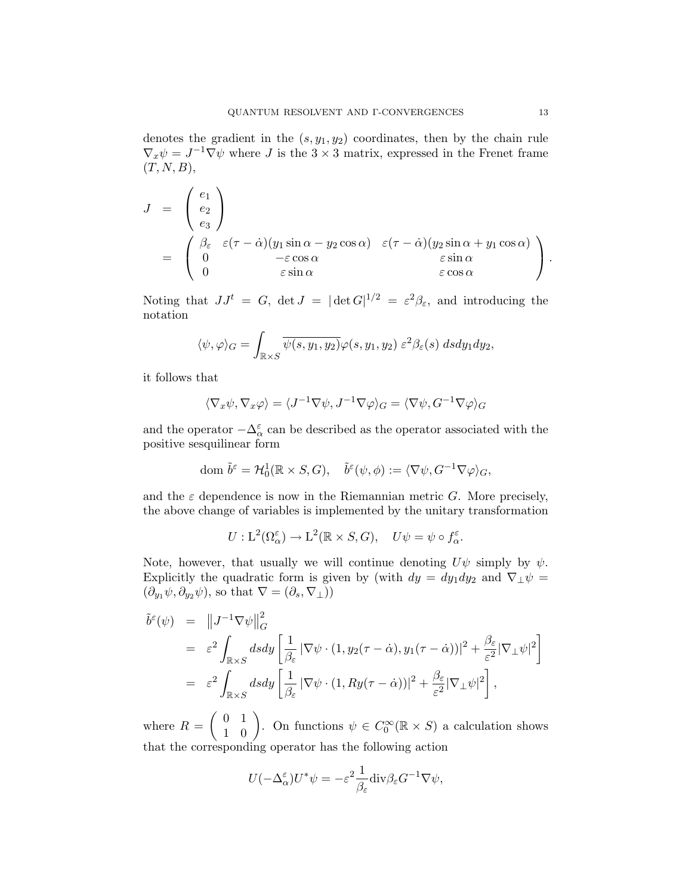denotes the gradient in the $(s, y_1, y_2)$ coordinates, then by the chain rule $\nabla_x \psi = J^{-1}\nabla\psi$ where $J$ is the $3 \times 3$ matrix, expressed in the Frenet frame $(T, N, B)$,

$$
\begin{aligned}
J &= \begin{pmatrix} e_1 \\ e_2 \\ e_3 \end{pmatrix} \\
&= \begin{pmatrix} \beta_\varepsilon & \varepsilon(\tau - \dot\alpha)(y_1 \sin\alpha - y_2 \cos\alpha) & \varepsilon(\tau - \dot\alpha)(y_2 \sin\alpha + y_1 \cos\alpha) \\ 0 & -\varepsilon \cos\alpha & \varepsilon \sin\alpha \\ 0 & \varepsilon \sin\alpha & \varepsilon \cos\alpha \end{pmatrix}.
\end{aligned}
$$

Noting that $JJ^t = G$, $\det J = |\det G|^{1/2} = \varepsilon^2 \beta_\varepsilon$, and introducing the notation

$$
\langle \psi, \varphi \rangle_G = \int_{\mathbb{R}\times S} \overline{\psi(s, y_1, y_2)} \varphi(s, y_1, y_2) \, \varepsilon^2 \beta_\varepsilon(s) \, ds dy_1 dy_2,
$$

it follows that

$$
\langle \nabla_x \psi, \nabla_x \varphi \rangle = \langle J^{-1}\nabla\psi, J^{-1}\nabla\varphi \rangle_G = \langle \nabla\psi, G^{-1}\nabla\varphi \rangle_G
$$

and the operator $-\Delta_\alpha^\varepsilon$ can be described as the operator associated with the positive sesquilinear form

$$
\operatorname{dom} \tilde b^\varepsilon = \mathcal{H}_0^1(\mathbb{R}\times S, G), \quad \tilde b^\varepsilon(\psi, \phi) := \langle \nabla\psi, G^{-1}\nabla\varphi \rangle_G,
$$

and the $\varepsilon$ dependence is now in the Riemannian metric $G$. More precisely, the above change of variables is implemented by the unitary transformation

$$
U : \mathrm{L}^2(\Omega_\alpha^\varepsilon) \to \mathrm{L}^2(\mathbb{R}\times S, G), \quad U\psi = \psi \circ f_\alpha^\varepsilon.
$$

Note, however, that usually we will continue denoting $U\psi$ simply by $\psi$. Explicitly the quadratic form is given by (with $dy = dy_1 dy_2$ and $\nabla_\perp \psi = (\partial_{y_1}\psi, \partial_{y_2}\psi)$, so that $\nabla = (\partial_s, \nabla_\perp)$)

$$
\begin{aligned}
\tilde b^\varepsilon(\psi) &= \left\| J^{-1}\nabla\psi \right\|_G^2 \\
&= \varepsilon^2 \int_{\mathbb{R}\times S} ds dy \left[ \frac{1}{\beta_\varepsilon} \left| \nabla\psi \cdot (1, y_2(\tau - \dot\alpha), y_1(\tau - \dot\alpha)) \right|^2 + \frac{\beta_\varepsilon}{\varepsilon^2} |\nabla_\perp \psi|^2 \right] \\
&= \varepsilon^2 \int_{\mathbb{R}\times S} ds dy \left[ \frac{1}{\beta_\varepsilon} \left| \nabla\psi \cdot (1, Ry(\tau - \dot\alpha)) \right|^2 + \frac{\beta_\varepsilon}{\varepsilon^2} |\nabla_\perp \psi|^2 \right],
\end{aligned}
$$

where $R = \begin{pmatrix} 0 & 1 \\ 1 & 0 \end{pmatrix}$. On functions $\psi \in C_0^\infty(\mathbb{R}\times S)$ a calculation shows that the corresponding operator has the following action

$$
U(-\Delta_\alpha^\varepsilon)U^* \psi = -\varepsilon^2 \frac{1}{\beta_\varepsilon} \operatorname{div} \beta_\varepsilon G^{-1} \nabla\psi,
$$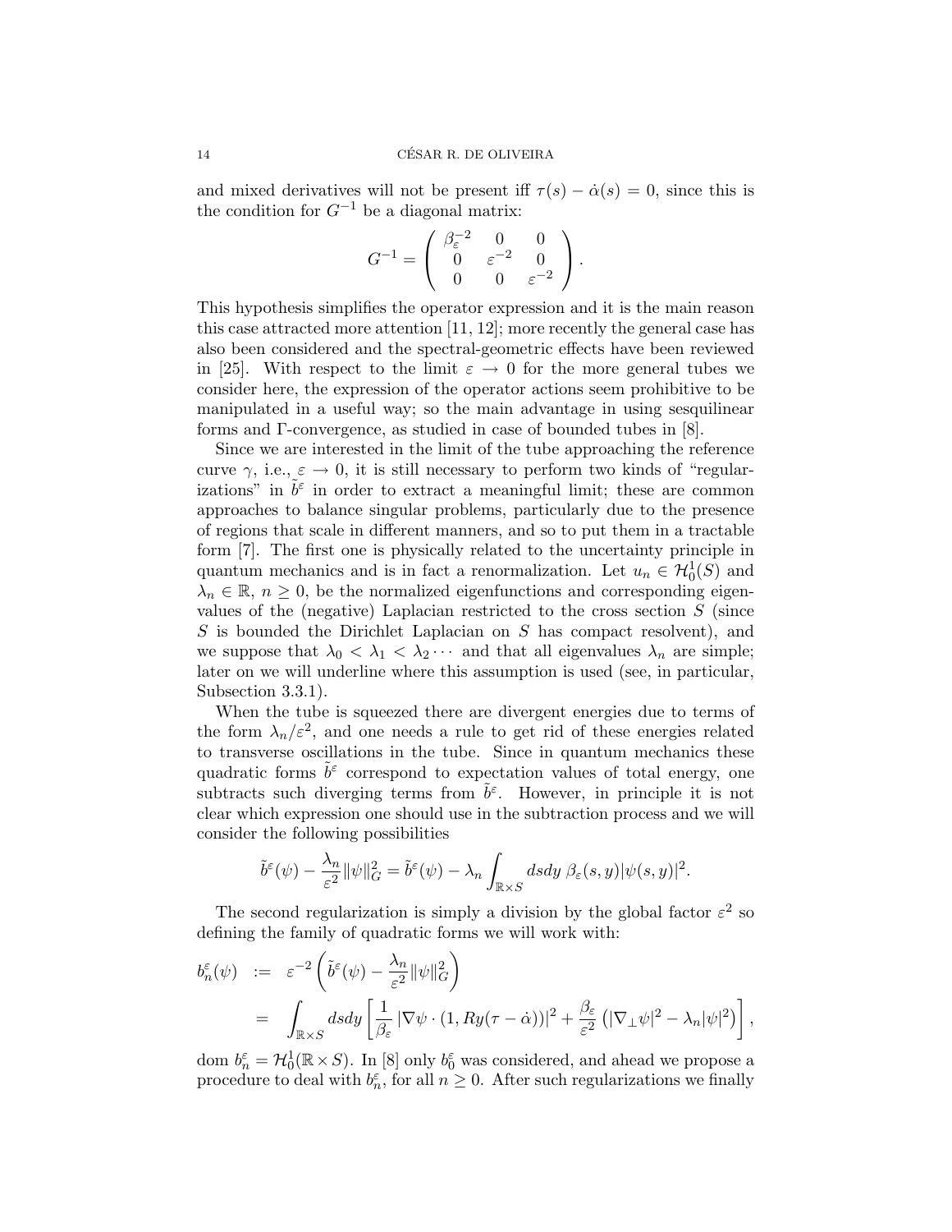and mixed derivatives will not be present iff $\tau(s) - \dot{\alpha}(s) = 0$, since this is the condition for $G^{-1}$ be a diagonal matrix:

$$G^{-1} = \begin{pmatrix} \beta_\varepsilon^{-2} & 0 & 0 \\ 0 & \varepsilon^{-2} & 0 \\ 0 & 0 & \varepsilon^{-2} \end{pmatrix}.$$

This hypothesis simplifies the operator expression and it is the main reason this case attracted more attention [11, 12]; more recently the general case has also been considered and the spectral-geometric effects have been reviewed in [25]. With respect to the limit $\varepsilon \to 0$ for the more general tubes we consider here, the expression of the operator actions seem prohibitive to be manipulated in a useful way; so the main advantage in using sesquilinear forms and $\Gamma$-convergence, as studied in case of bounded tubes in [8].

Since we are interested in the limit of the tube approaching the reference curve $\gamma$, i.e., $\varepsilon \to 0$, it is still necessary to perform two kinds of "regularizations" in $\tilde{b}^\varepsilon$ in order to extract a meaningful limit; these are common approaches to balance singular problems, particularly due to the presence of regions that scale in different manners, and so to put them in a tractable form [7]. The first one is physically related to the uncertainty principle in quantum mechanics and is in fact a renormalization. Let $u_n \in \mathcal{H}_0^1(S)$ and $\lambda_n \in \mathbb{R}$, $n \geq 0$, be the normalized eigenfunctions and corresponding eigenvalues of the (negative) Laplacian restricted to the cross section $S$ (since $S$ is bounded the Dirichlet Laplacian on $S$ has compact resolvent), and we suppose that $\lambda_0 < \lambda_1 < \lambda_2 \cdots$ and that all eigenvalues $\lambda_n$ are simple; later on we will underline where this assumption is used (see, in particular, Subsection 3.3.1).

When the tube is squeezed there are divergent energies due to terms of the form $\lambda_n/\varepsilon^2$, and one needs a rule to get rid of these energies related to transverse oscillations in the tube. Since in quantum mechanics these quadratic forms $\tilde{b}^\varepsilon$ correspond to expectation values of total energy, one subtracts such diverging terms from $\tilde{b}^\varepsilon$. However, in principle it is not clear which expression one should use in the subtraction process and we will consider the following possibilities

$$\tilde{b}^\varepsilon(\psi) - \frac{\lambda_n}{\varepsilon^2}\|\psi\|_G^2 = \tilde{b}^\varepsilon(\psi) - \lambda_n \int_{\mathbb{R}\times S} dsdy\; \beta_\varepsilon(s,y)|\psi(s,y)|^2.$$

The second regularization is simply a division by the global factor $\varepsilon^2$ so defining the family of quadratic forms we will work with:

$$\begin{aligned} b_n^\varepsilon(\psi) &:= \varepsilon^{-2}\left(\tilde{b}^\varepsilon(\psi) - \frac{\lambda_n}{\varepsilon^2}\|\psi\|_G^2\right) \\ &= \int_{\mathbb{R}\times S} dsdy \left[\frac{1}{\beta_\varepsilon}\left|\nabla\psi\cdot(1, Ry(\tau - \dot{\alpha}))\right|^2 + \frac{\beta_\varepsilon}{\varepsilon^2}\left(|\nabla_\perp\psi|^2 - \lambda_n|\psi|^2\right)\right], \end{aligned}$$

dom $b_n^\varepsilon = \mathcal{H}_0^1(\mathbb{R}\times S)$. In [8] only $b_0^\varepsilon$ was considered, and ahead we propose a procedure to deal with $b_n^\varepsilon$, for all $n \geq 0$. After such regularizations we finally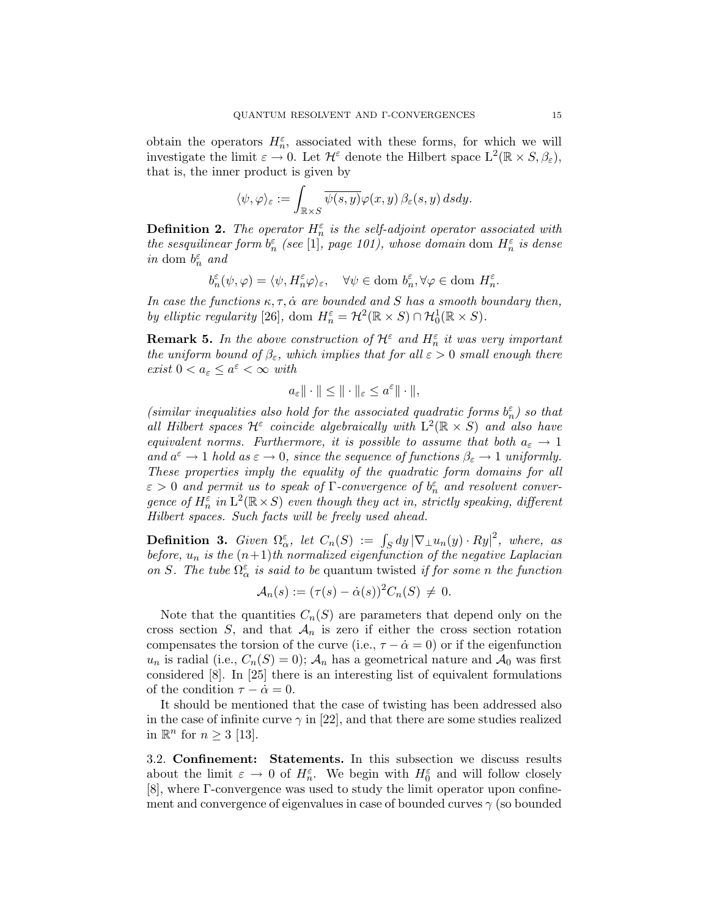obtain the operators $H_n^\varepsilon$, associated with these forms, for which we will investigate the limit $\varepsilon \to 0$. Let $\mathcal{H}^\varepsilon$ denote the Hilbert space $\mathrm{L}^2(\mathbb{R} \times S, \beta_\varepsilon)$, that is, the inner product is given by

$$\langle \psi, \varphi \rangle_\varepsilon := \int_{\mathbb{R}\times S} \overline{\psi(s,y)} \varphi(x,y)\, \beta_\varepsilon(s,y)\, ds dy.$$

**Definition 2.** *The operator $H_n^\varepsilon$ is the self-adjoint operator associated with the sesquilinear form $b_n^\varepsilon$ (see [1], page 101), whose domain* dom $H_n^\varepsilon$ *is dense in* dom $b_n^\varepsilon$ *and*

$$b_n^\varepsilon(\psi, \varphi) = \langle \psi, H_n^\varepsilon \varphi \rangle_\varepsilon, \quad \forall \psi \in \text{dom } b_n^\varepsilon, \forall \varphi \in \text{dom } H_n^\varepsilon.$$

*In case the functions $\kappa, \tau, \dot\alpha$ are bounded and $S$ has a smooth boundary then, by elliptic regularity [26],* dom $H_n^\varepsilon = \mathcal{H}^2(\mathbb{R} \times S) \cap \mathcal{H}_0^1(\mathbb{R} \times S)$.

**Remark 5.** *In the above construction of $\mathcal{H}^\varepsilon$ and $H_n^\varepsilon$ it was very important the uniform bound of $\beta_\varepsilon$, which implies that for all $\varepsilon > 0$ small enough there exist $0 < a_\varepsilon \le a^\varepsilon < \infty$ with*

$$a_\varepsilon \| \cdot \| \le \| \cdot \|_\varepsilon \le a^\varepsilon \| \cdot \|,$$

*(similar inequalities also hold for the associated quadratic forms $b_n^\varepsilon$) so that all Hilbert spaces $\mathcal{H}^\varepsilon$ coincide algebraically with $\mathrm{L}^2(\mathbb{R} \times S)$ and also have equivalent norms. Furthermore, it is possible to assume that both $a_\varepsilon \to 1$ and $a^\varepsilon \to 1$ hold as $\varepsilon \to 0$, since the sequence of functions $\beta_\varepsilon \to 1$ uniformly. These properties imply the equality of the quadratic form domains for all $\varepsilon > 0$ and permit us to speak of $\Gamma$-convergence of $b_n^\varepsilon$ and resolvent convergence of $H_n^\varepsilon$ in $\mathrm{L}^2(\mathbb{R} \times S)$ even though they act in, strictly speaking, different Hilbert spaces. Such facts will be freely used ahead.*

**Definition 3.** *Given $\Omega_\alpha^\varepsilon$, let $C_n(S) := \int_S dy \, |\nabla_\perp u_n(y) \cdot Ry|^2$, where, as before, $u_n$ is the $(n+1)$th normalized eigenfunction of the negative Laplacian on $S$. The tube $\Omega_\alpha^\varepsilon$ is said to be* quantum twisted *if for some $n$ the function*

$$\mathcal{A}_n(s) := (\tau(s) - \dot\alpha(s))^2 C_n(S) \neq 0.$$

Note that the quantities $C_n(S)$ are parameters that depend only on the cross section $S$, and that $\mathcal{A}_n$ is zero if either the cross section rotation compensates the torsion of the curve (i.e., $\tau - \dot\alpha = 0$) or if the eigenfunction $u_n$ is radial (i.e., $C_n(S) = 0$); $\mathcal{A}_n$ has a geometrical nature and $\mathcal{A}_0$ was first considered [8]. In [25] there is an interesting list of equivalent formulations of the condition $\tau - \dot\alpha = 0$.

It should be mentioned that the case of twisting has been addressed also in the case of infinite curve $\gamma$ in [22], and that there are some studies realized in $\mathbb{R}^n$ for $n \ge 3$ [13].

### 3.2. Confinement: Statements.

In this subsection we discuss results about the limit $\varepsilon \to 0$ of $H_n^\varepsilon$. We begin with $H_0^\varepsilon$ and will follow closely [8], where $\Gamma$-convergence was used to study the limit operator upon confinement and convergence of eigenvalues in case of bounded curves $\gamma$ (so bounded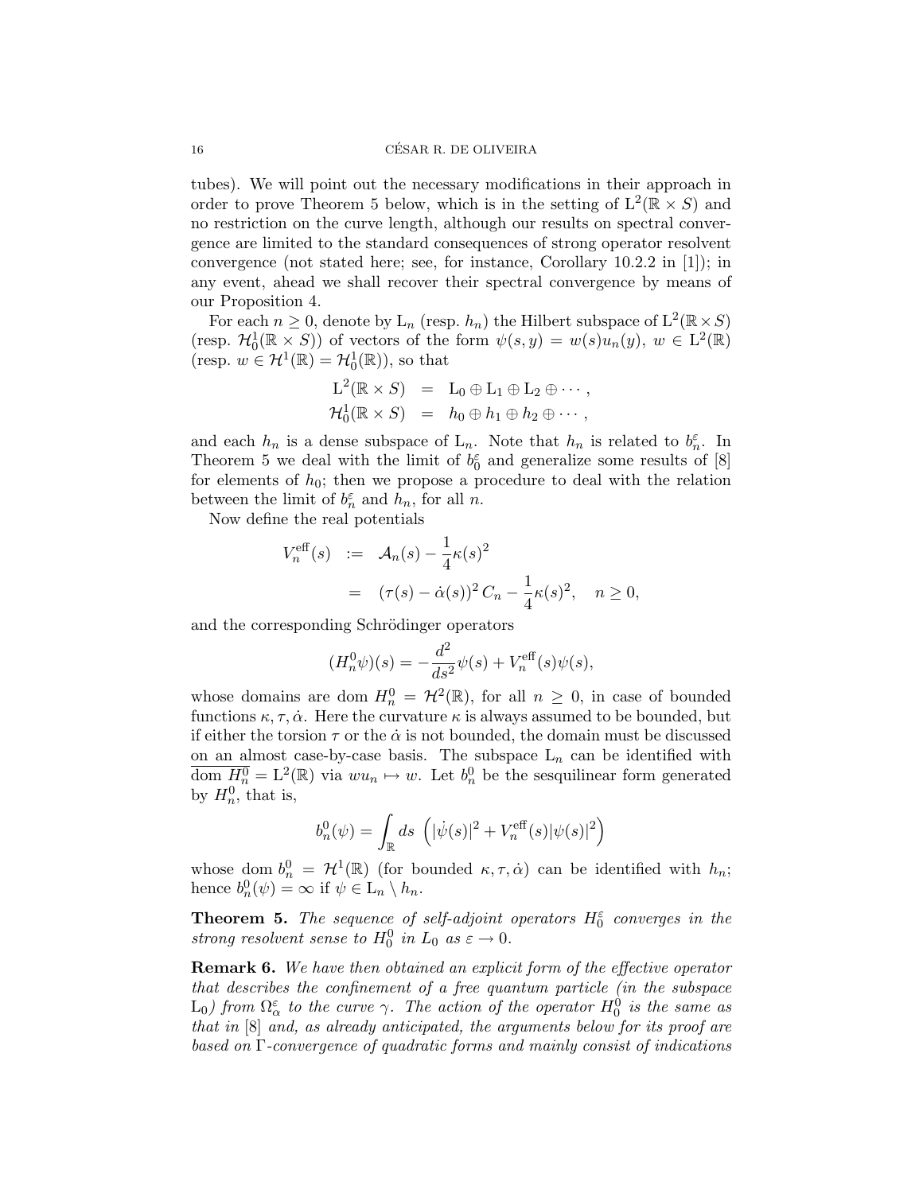tubes). We will point out the necessary modifications in their approach in order to prove Theorem 5 below, which is in the setting of $\mathrm{L}^2(\mathbb{R}\times S)$ and no restriction on the curve length, although our results on spectral convergence are limited to the standard consequences of strong operator resolvent convergence (not stated here; see, for instance, Corollary 10.2.2 in [1]); in any event, ahead we shall recover their spectral convergence by means of our Proposition 4.

For each $n \geq 0$, denote by $\mathrm{L}_n$ (resp. $h_n$) the Hilbert subspace of $\mathrm{L}^2(\mathbb{R}\times S)$ (resp. $\mathcal{H}^1_0(\mathbb{R}\times S)$) of vectors of the form $\psi(s,y) = w(s)u_n(y)$, $w \in \mathrm{L}^2(\mathbb{R})$ (resp. $w \in \mathcal{H}^1(\mathbb{R}) = \mathcal{H}^1_0(\mathbb{R})$), so that

$$
\begin{aligned}
\mathrm{L}^2(\mathbb{R}\times S) &= \mathrm{L}_0 \oplus \mathrm{L}_1 \oplus \mathrm{L}_2 \oplus \cdots, \\
\mathcal{H}^1_0(\mathbb{R}\times S) &= h_0 \oplus h_1 \oplus h_2 \oplus \cdots,
\end{aligned}
$$

and each $h_n$ is a dense subspace of $\mathrm{L}_n$. Note that $h_n$ is related to $b^\varepsilon_n$. In Theorem 5 we deal with the limit of $b^\varepsilon_0$ and generalize some results of [8] for elements of $h_0$; then we propose a procedure to deal with the relation between the limit of $b^\varepsilon_n$ and $h_n$, for all $n$.

Now define the real potentials

$$
\begin{aligned}
V^{\mathrm{eff}}_n(s) &:= \mathcal{A}_n(s) - \frac{1}{4}\kappa(s)^2 \\
&= (\tau(s) - \dot\alpha(s))^2\, C_n - \frac{1}{4}\kappa(s)^2, \quad n \geq 0,
\end{aligned}
$$

and the corresponding Schrödinger operators

$$
(H^0_n\psi)(s) = -\frac{d^2}{ds^2}\psi(s) + V^{\mathrm{eff}}_n(s)\psi(s),
$$

whose domains are $\mathrm{dom}\, H^0_n = \mathcal{H}^2(\mathbb{R})$, for all $n \geq 0$, in case of bounded functions $\kappa, \tau, \dot\alpha$. Here the curvature $\kappa$ is always assumed to be bounded, but if either the torsion $\tau$ or the $\dot\alpha$ is not bounded, the domain must be discussed on an almost case-by-case basis. The subspace $\mathrm{L}_n$ can be identified with $\overline{\mathrm{dom}\, H^0_n} = \mathrm{L}^2(\mathbb{R})$ via $wu_n \mapsto w$. Let $b^0_n$ be the sesquilinear form generated by $H^0_n$, that is,

$$
b^0_n(\psi) = \int_{\mathbb{R}} ds\, \left(|\dot\psi(s)|^2 + V^{\mathrm{eff}}_n(s)|\psi(s)|^2\right)
$$

whose $\mathrm{dom}\, b^0_n = \mathcal{H}^1(\mathbb{R})$ (for bounded $\kappa, \tau, \dot\alpha$) can be identified with $h_n$; hence $b^0_n(\psi) = \infty$ if $\psi \in \mathrm{L}_n \setminus h_n$.

**Theorem 5.** *The sequence of self-adjoint operators $H^\varepsilon_0$ converges in the strong resolvent sense to $H^0_0$ in $L_0$ as $\varepsilon \to 0$.*

**Remark 6.** *We have then obtained an explicit form of the effective operator that describes the confinement of a free quantum particle (in the subspace $\mathrm{L}_0$) from $\Omega^\varepsilon_\alpha$ to the curve $\gamma$. The action of the operator $H^0_0$ is the same as that in [8] and, as already anticipated, the arguments below for its proof are based on $\Gamma$-convergence of quadratic forms and mainly consist of indications*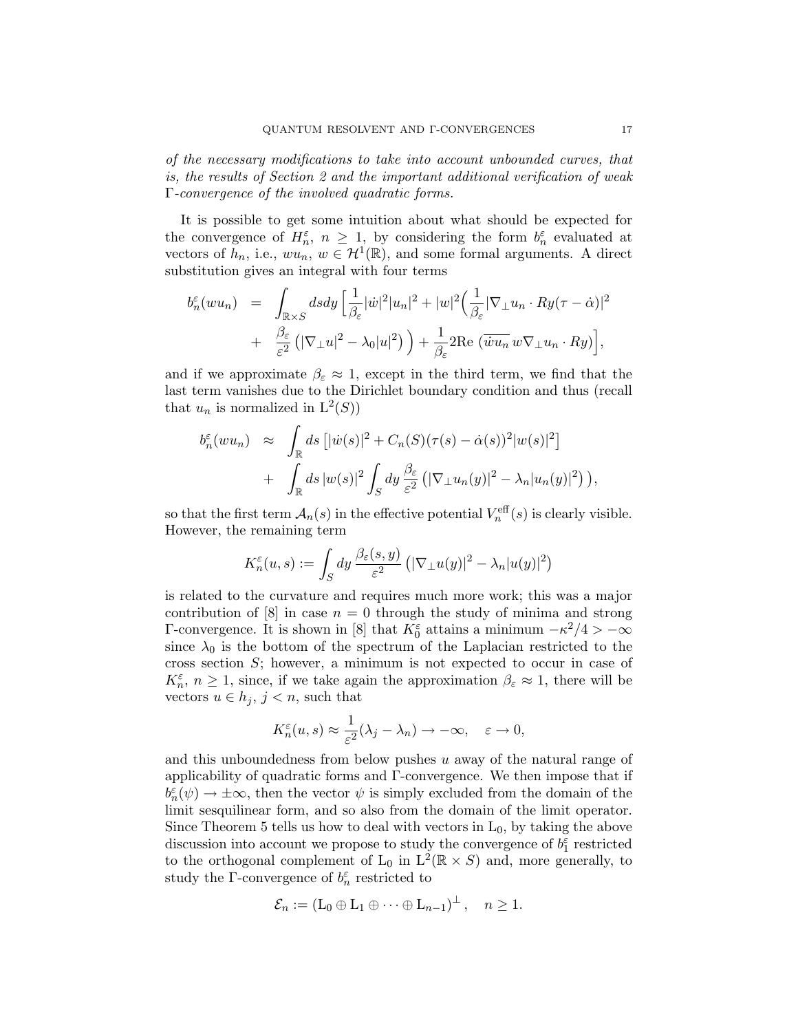*of the necessary modifications to take into account unbounded curves, that is, the results of Section 2 and the important additional verification of weak* $\Gamma$*-convergence of the involved quadratic forms.*

It is possible to get some intuition about what should be expected for the convergence of $H_n^\varepsilon$, $n \geq 1$, by considering the form $b_n^\varepsilon$ evaluated at vectors of $h_n$, i.e., $wu_n$, $w \in \mathcal{H}^1(\mathbb{R})$, and some formal arguments. A direct substitution gives an integral with four terms

$$
\begin{aligned}
b_n^\varepsilon(wu_n) &= \int_{\mathbb{R}\times S} ds dy \Big[ \frac{1}{\beta_\varepsilon} |\dot{w}|^2 |u_n|^2 + |w|^2 \Big( \frac{1}{\beta_\varepsilon} |\nabla_\perp u_n \cdot Ry(\tau - \dot{\alpha})|^2 \\
&+ \frac{\beta_\varepsilon}{\varepsilon^2} \left( |\nabla_\perp u|^2 - \lambda_0 |u|^2 \right) \Big) + \frac{1}{\beta_\varepsilon} 2\mathrm{Re}\, \left( \overline{\dot{w} u_n}\, w \nabla_\perp u_n \cdot Ry \right) \Big],
\end{aligned}
$$

and if we approximate $\beta_\varepsilon \approx 1$, except in the third term, we find that the last term vanishes due to the Dirichlet boundary condition and thus (recall that $u_n$ is normalized in $\mathrm{L}^2(S)$)

$$
\begin{aligned}
b_n^\varepsilon(wu_n) &\approx \int_{\mathbb{R}} ds \left[ |\dot{w}(s)|^2 + C_n(S)(\tau(s) - \dot{\alpha}(s))^2 |w(s)|^2 \right] \\
&+ \int_{\mathbb{R}} ds\, |w(s)|^2 \int_S dy\, \frac{\beta_\varepsilon}{\varepsilon^2} \left( |\nabla_\perp u_n(y)|^2 - \lambda_n |u_n(y)|^2 \right) \big),
\end{aligned}
$$

so that the first term $\mathcal{A}_n(s)$ in the effective potential $V_n^{\text{eff}}(s)$ is clearly visible. However, the remaining term

$$
K_n^\varepsilon(u, s) := \int_S dy\, \frac{\beta_\varepsilon(s, y)}{\varepsilon^2} \left( |\nabla_\perp u(y)|^2 - \lambda_n |u(y)|^2 \right)
$$

is related to the curvature and requires much more work; this was a major contribution of [8] in case $n = 0$ through the study of minima and strong $\Gamma$-convergence. It is shown in [8] that $K_0^\varepsilon$ attains a minimum $-\kappa^2/4 > -\infty$ since $\lambda_0$ is the bottom of the spectrum of the Laplacian restricted to the cross section $S$; however, a minimum is not expected to occur in case of $K_n^\varepsilon$, $n \geq 1$, since, if we take again the approximation $\beta_\varepsilon \approx 1$, there will be vectors $u \in h_j$, $j < n$, such that

$$
K_n^\varepsilon(u, s) \approx \frac{1}{\varepsilon^2}(\lambda_j - \lambda_n) \to -\infty, \quad \varepsilon \to 0,
$$

and this unboundedness from below pushes $u$ away of the natural range of applicability of quadratic forms and $\Gamma$-convergence. We then impose that if $b_n^\varepsilon(\psi) \to \pm\infty$, then the vector $\psi$ is simply excluded from the domain of the limit sesquilinear form, and so also from the domain of the limit operator. Since Theorem 5 tells us how to deal with vectors in $\mathrm{L}_0$, by taking the above discussion into account we propose to study the convergence of $b_1^\varepsilon$ restricted to the orthogonal complement of $\mathrm{L}_0$ in $\mathrm{L}^2(\mathbb{R} \times S)$ and, more generally, to study the $\Gamma$-convergence of $b_n^\varepsilon$ restricted to

$$
\mathcal{E}_n := \left( \mathrm{L}_0 \oplus \mathrm{L}_1 \oplus \cdots \oplus \mathrm{L}_{n-1} \right)^\perp, \quad n \geq 1.
$$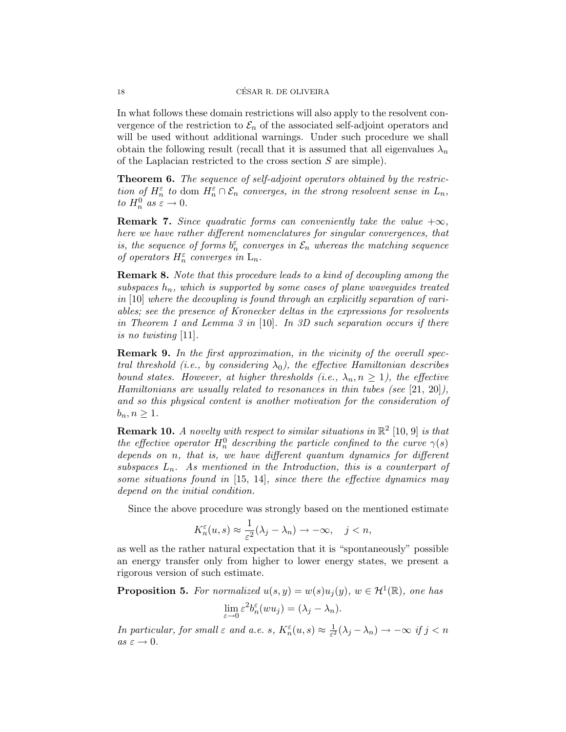In what follows these domain restrictions will also apply to the resolvent convergence of the restriction to $\mathcal{E}_n$ of the associated self-adjoint operators and will be used without additional warnings. Under such procedure we shall obtain the following result (recall that it is assumed that all eigenvalues $\lambda_n$ of the Laplacian restricted to the cross section $S$ are simple).

**Theorem 6.** *The sequence of self-adjoint operators obtained by the restriction of $H_n^\varepsilon$ to $\mathrm{dom}\ H_n^\varepsilon \cap \mathcal{E}_n$ converges, in the strong resolvent sense in $L_n$, to $H_n^0$ as $\varepsilon \to 0$.*

**Remark 7.** *Since quadratic forms can conveniently take the value $+\infty$, here we have rather different nomenclatures for singular convergences, that is, the sequence of forms $b_n^\varepsilon$ converges in $\mathcal{E}_n$ whereas the matching sequence of operators $H_n^\varepsilon$ converges in $\mathrm{L}_n$.*

**Remark 8.** *Note that this procedure leads to a kind of decoupling among the subspaces $h_n$, which is supported by some cases of plane waveguides treated in* [10] *where the decoupling is found through an explicitly separation of variables; see the presence of Kronecker deltas in the expressions for resolvents in Theorem 1 and Lemma 3 in* [10]*. In 3D such separation occurs if there is no twisting* [11]*.*

**Remark 9.** *In the first approximation, in the vicinity of the overall spectral threshold (i.e., by considering $\lambda_0$), the effective Hamiltonian describes bound states. However, at higher thresholds (i.e., $\lambda_n, n \geq 1$), the effective Hamiltonians are usually related to resonances in thin tubes (see* [21, 20]*), and so this physical content is another motivation for the consideration of $b_n, n \geq 1$.*

**Remark 10.** *A novelty with respect to similar situations in $\mathbb{R}^2$* [10, 9] *is that the effective operator $H_n^0$ describing the particle confined to the curve $\gamma(s)$ depends on $n$, that is, we have different quantum dynamics for different subspaces $L_n$. As mentioned in the Introduction, this is a counterpart of some situations found in* [15, 14]*, since there the effective dynamics may depend on the initial condition.*

Since the above procedure was strongly based on the mentioned estimate

$$K_n^\varepsilon(u,s) \approx \frac{1}{\varepsilon^2}(\lambda_j - \lambda_n) \to -\infty, \quad j < n,$$

as well as the rather natural expectation that it is "spontaneously" possible an energy transfer only from higher to lower energy states, we present a rigorous version of such estimate.

**Proposition 5.** *For normalized $u(s,y) = w(s)u_j(y)$, $w \in \mathcal{H}^1(\mathbb{R})$, one has*

$$\lim_{\varepsilon \to 0} \varepsilon^2 b_n^\varepsilon(wu_j) = (\lambda_j - \lambda_n).$$

*In particular, for small $\varepsilon$ and a.e. $s$, $K_n^\varepsilon(u,s) \approx \frac{1}{\varepsilon^2}(\lambda_j - \lambda_n) \to -\infty$ if $j < n$ as $\varepsilon \to 0$.*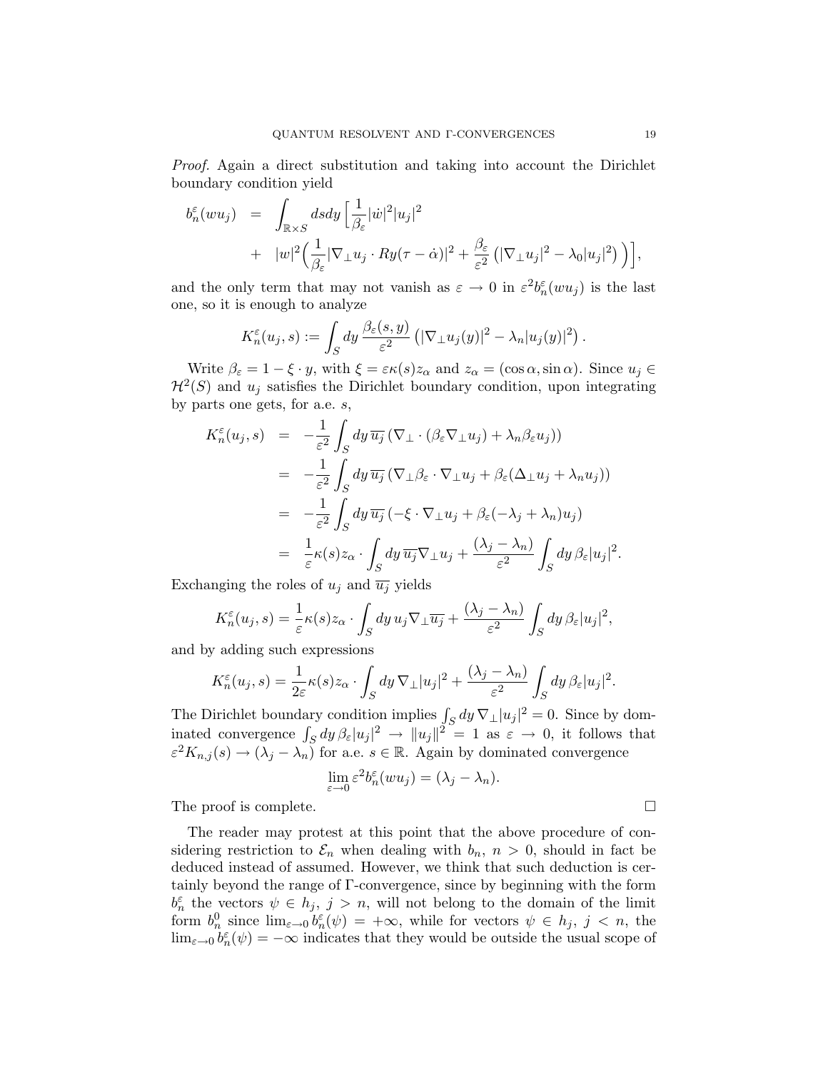*Proof.* Again a direct substitution and taking into account the Dirichlet boundary condition yield

$$
\begin{aligned}
b_n^\varepsilon(wu_j) &= \int_{\mathbb{R}\times S} ds dy \Big[ \frac{1}{\beta_\varepsilon} |\dot{w}|^2 |u_j|^2 \\
&+ \; |w|^2 \Big( \frac{1}{\beta_\varepsilon} |\nabla_\perp u_j \cdot Ry(\tau - \dot{\alpha})|^2 + \frac{\beta_\varepsilon}{\varepsilon^2} \left( |\nabla_\perp u_j|^2 - \lambda_0 |u_j|^2 \right) \Big) \Big],
\end{aligned}
$$

and the only term that may not vanish as $\varepsilon \to 0$ in $\varepsilon^2 b_n^\varepsilon(wu_j)$ is the last one, so it is enough to analyze

$$
K_n^\varepsilon(u_j, s) := \int_S dy \, \frac{\beta_\varepsilon(s,y)}{\varepsilon^2} \left( |\nabla_\perp u_j(y)|^2 - \lambda_n |u_j(y)|^2 \right).
$$

Write $\beta_\varepsilon = 1 - \xi \cdot y$, with $\xi = \varepsilon \kappa(s) z_\alpha$ and $z_\alpha = (\cos\alpha, \sin\alpha)$. Since $u_j \in \mathcal{H}^2(S)$ and $u_j$ satisfies the Dirichlet boundary condition, upon integrating by parts one gets, for a.e. $s$,

$$
\begin{aligned}
K_n^\varepsilon(u_j, s) &= -\frac{1}{\varepsilon^2} \int_S dy \, \overline{u_j} \left( \nabla_\perp \cdot (\beta_\varepsilon \nabla_\perp u_j) + \lambda_n \beta_\varepsilon u_j \right) \\
&= -\frac{1}{\varepsilon^2} \int_S dy \, \overline{u_j} \left( \nabla_\perp \beta_\varepsilon \cdot \nabla_\perp u_j + \beta_\varepsilon (\Delta_\perp u_j + \lambda_n u_j) \right) \\
&= -\frac{1}{\varepsilon^2} \int_S dy \, \overline{u_j} \left( -\xi \cdot \nabla_\perp u_j + \beta_\varepsilon (-\lambda_j + \lambda_n) u_j \right) \\
&= \frac{1}{\varepsilon} \kappa(s) z_\alpha \cdot \int_S dy \, \overline{u_j} \nabla_\perp u_j + \frac{(\lambda_j - \lambda_n)}{\varepsilon^2} \int_S dy \, \beta_\varepsilon |u_j|^2.
\end{aligned}
$$

Exchanging the roles of $u_j$ and $\overline{u_j}$ yields

$$
K_n^\varepsilon(u_j, s) = \frac{1}{\varepsilon} \kappa(s) z_\alpha \cdot \int_S dy \, u_j \nabla_\perp \overline{u_j} + \frac{(\lambda_j - \lambda_n)}{\varepsilon^2} \int_S dy \, \beta_\varepsilon |u_j|^2,
$$

and by adding such expressions

$$
K_n^\varepsilon(u_j, s) = \frac{1}{2\varepsilon} \kappa(s) z_\alpha \cdot \int_S dy \, \nabla_\perp |u_j|^2 + \frac{(\lambda_j - \lambda_n)}{\varepsilon^2} \int_S dy \, \beta_\varepsilon |u_j|^2.
$$

The Dirichlet boundary condition implies $\int_S dy \, \nabla_\perp |u_j|^2 = 0$. Since by dominated convergence $\int_S dy \, \beta_\varepsilon |u_j|^2 \to \|u_j\|^2 = 1$ as $\varepsilon \to 0$, it follows that $\varepsilon^2 K_{n,j}(s) \to (\lambda_j - \lambda_n)$ for a.e. $s \in \mathbb{R}$. Again by dominated convergence

$$
\lim_{\varepsilon \to 0} \varepsilon^2 b_n^\varepsilon(wu_j) = (\lambda_j - \lambda_n).
$$

The proof is complete. □

The reader may protest at this point that the above procedure of considering restriction to $\mathcal{E}_n$ when dealing with $b_n$, $n > 0$, should in fact be deduced instead of assumed. However, we think that such deduction is certainly beyond the range of Γ-convergence, since by beginning with the form $b_n^\varepsilon$ the vectors $\psi \in h_j$, $j > n$, will not belong to the domain of the limit form $b_n^0$ since $\lim_{\varepsilon \to 0} b_n^\varepsilon(\psi) = +\infty$, while for vectors $\psi \in h_j$, $j < n$, the $\lim_{\varepsilon \to 0} b_n^\varepsilon(\psi) = -\infty$ indicates that they would be outside the usual scope of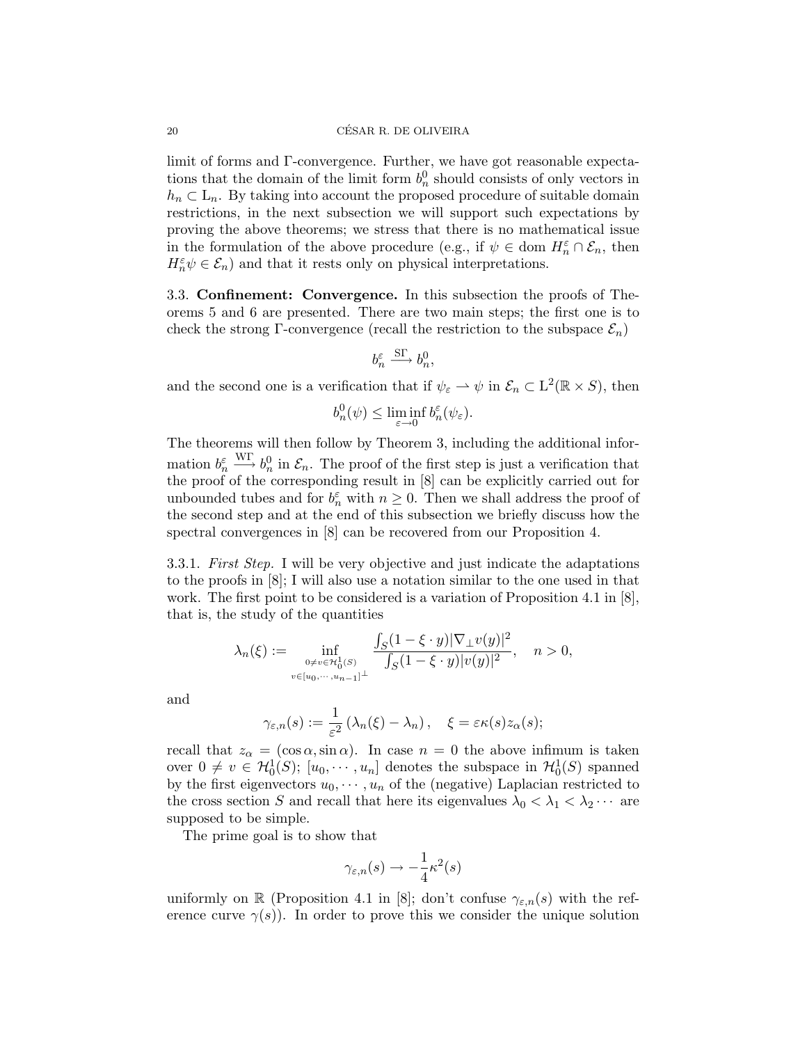limit of forms and Γ-convergence. Further, we have got reasonable expectations that the domain of the limit form $b_n^0$ should consists of only vectors in $h_n \subset \mathrm{L}_n$. By taking into account the proposed procedure of suitable domain restrictions, in the next subsection we will support such expectations by proving the above theorems; we stress that there is no mathematical issue in the formulation of the above procedure (e.g., if $\psi \in \mathrm{dom}\; H_n^\varepsilon \cap \mathcal{E}_n$, then $H_n^\varepsilon \psi \in \mathcal{E}_n$) and that it rests only on physical interpretations.

### 3.3. **Confinement: Convergence.**

In this subsection the proofs of Theorems 5 and 6 are presented. There are two main steps; the first one is to check the strong Γ-convergence (recall the restriction to the subspace $\mathcal{E}_n$)

$$b_n^\varepsilon \xrightarrow{\mathrm{S}\Gamma} b_n^0,$$

and the second one is a verification that if $\psi_\varepsilon \rightharpoonup \psi$ in $\mathcal{E}_n \subset \mathrm{L}^2(\mathbb{R} \times S)$, then

$$b_n^0(\psi) \le \liminf_{\varepsilon \to 0} b_n^\varepsilon(\psi_\varepsilon).$$

The theorems will then follow by Theorem 3, including the additional information $b_n^\varepsilon \xrightarrow{\mathrm{W}\Gamma} b_n^0$ in $\mathcal{E}_n$. The proof of the first step is just a verification that the proof of the corresponding result in [8] can be explicitly carried out for unbounded tubes and for $b_n^\varepsilon$ with $n \ge 0$. Then we shall address the proof of the second step and at the end of this subsection we briefly discuss how the spectral convergences in [8] can be recovered from our Proposition 4.

#### 3.3.1. *First Step.*

I will be very objective and just indicate the adaptations to the proofs in [8]; I will also use a notation similar to the one used in that work. The first point to be considered is a variation of Proposition 4.1 in [8], that is, the study of the quantities

$$\lambda_n(\xi) := \inf_{\substack{0 \ne v \in \mathcal{H}_0^1(S) \\ v \in [u_0, \cdots, u_{n-1}]^\perp}} \frac{\int_S (1 - \xi \cdot y) |\nabla_\perp v(y)|^2}{\int_S (1 - \xi \cdot y) |v(y)|^2}, \quad n > 0,$$

and

$$\gamma_{\varepsilon,n}(s) := \frac{1}{\varepsilon^2} \left( \lambda_n(\xi) - \lambda_n \right), \quad \xi = \varepsilon \kappa(s) z_\alpha(s);$$

recall that $z_\alpha = (\cos\alpha, \sin\alpha)$. In case $n = 0$ the above infimum is taken over $0 \ne v \in \mathcal{H}_0^1(S)$; $[u_0, \cdots, u_n]$ denotes the subspace in $\mathcal{H}_0^1(S)$ spanned by the first eigenvectors $u_0, \cdots, u_n$ of the (negative) Laplacian restricted to the cross section $S$ and recall that here its eigenvalues $\lambda_0 < \lambda_1 < \lambda_2 \cdots$ are supposed to be simple.

The prime goal is to show that

$$\gamma_{\varepsilon,n}(s) \to -\frac{1}{4}\kappa^2(s)$$

uniformly on $\mathbb{R}$ (Proposition 4.1 in [8]; don't confuse $\gamma_{\varepsilon,n}(s)$ with the reference curve $\gamma(s)$). In order to prove this we consider the unique solution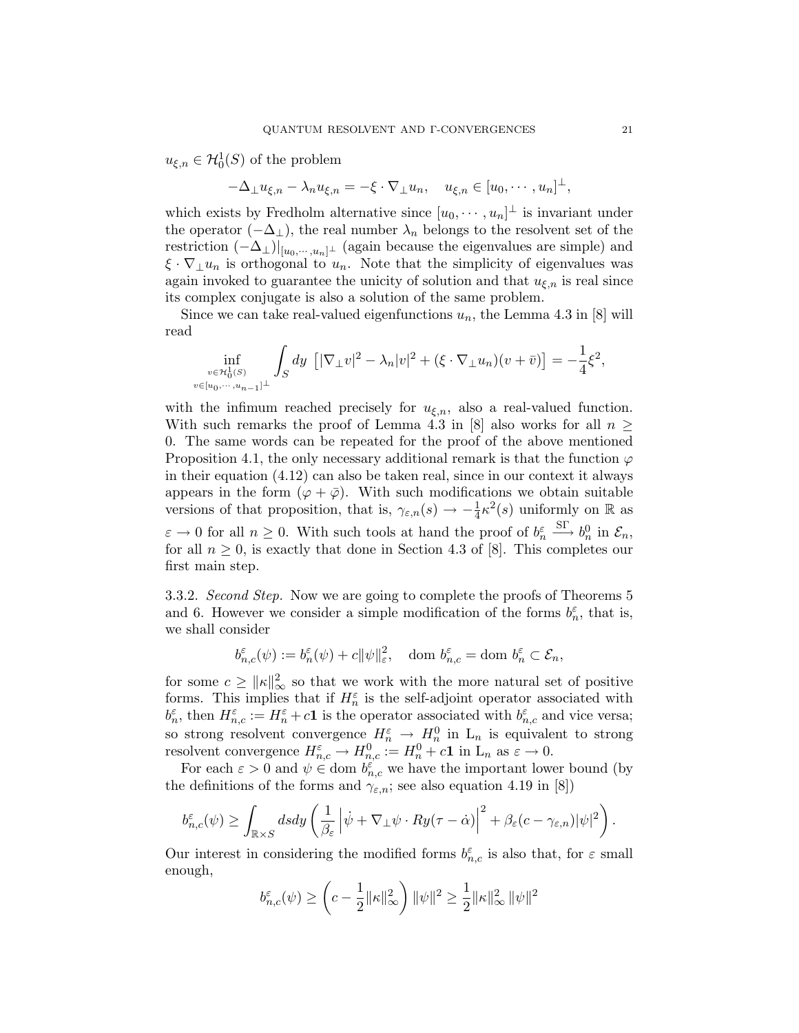$u_{\xi,n} \in \mathcal{H}_0^1(S)$ of the problem

$$-\Delta_\perp u_{\xi,n} - \lambda_n u_{\xi,n} = -\xi \cdot \nabla_\perp u_n, \quad u_{\xi,n} \in [u_0, \cdots, u_n]^\perp,$$

which exists by Fredholm alternative since $[u_0, \cdots, u_n]^\perp$ is invariant under the operator $(-\Delta_\perp)$, the real number $\lambda_n$ belongs to the resolvent set of the restriction $(-\Delta_\perp)|_{[u_0,\cdots,u_n]^\perp}$ (again because the eigenvalues are simple) and $\xi \cdot \nabla_\perp u_n$ is orthogonal to $u_n$. Note that the simplicity of eigenvalues was again invoked to guarantee the unicity of solution and that $u_{\xi,n}$ is real since its complex conjugate is also a solution of the same problem.

Since we can take real-valued eigenfunctions $u_n$, the Lemma 4.3 in [8] will read

$$\inf_{\substack{v \in \mathcal{H}_0^1(S) \\ v \in [u_0,\cdots,u_{n-1}]^\perp}} \int_S dy \, \left[ |\nabla_\perp v|^2 - \lambda_n |v|^2 + (\xi \cdot \nabla_\perp u_n)(v + \bar{v}) \right] = -\frac{1}{4}\xi^2,$$

with the infimum reached precisely for $u_{\xi,n}$, also a real-valued function. With such remarks the proof of Lemma 4.3 in [8] also works for all $n \geq 0$. The same words can be repeated for the proof of the above mentioned Proposition 4.1, the only necessary additional remark is that the function $\varphi$ in their equation (4.12) can also be taken real, since in our context it always appears in the form $(\varphi + \bar{\varphi})$. With such modifications we obtain suitable versions of that proposition, that is, $\gamma_{\varepsilon,n}(s) \to -\frac{1}{4}\kappa^2(s)$ uniformly on $\mathbb{R}$ as $\varepsilon \to 0$ for all $n \geq 0$. With such tools at hand the proof of $b_n^\varepsilon \xrightarrow{\mathrm{S}\Gamma} b_n^0$ in $\mathcal{E}_n$, for all $n \geq 0$, is exactly that done in Section 4.3 of [8]. This completes our first main step.

### 3.3.2. *Second Step.*

Now we are going to complete the proofs of Theorems 5 and 6. However we consider a simple modification of the forms $b_n^\varepsilon$, that is, we shall consider

$$b_{n,c}^\varepsilon(\psi) := b_n^\varepsilon(\psi) + c\|\psi\|_\varepsilon^2, \quad \mathrm{dom}\; b_{n,c}^\varepsilon = \mathrm{dom}\; b_n^\varepsilon \subset \mathcal{E}_n,$$

for some $c \geq \|\kappa\|_\infty^2$ so that we work with the more natural set of positive forms. This implies that if $H_n^\varepsilon$ is the self-adjoint operator associated with $b_n^\varepsilon$, then $H_{n,c}^\varepsilon := H_n^\varepsilon + c\mathbf{1}$ is the operator associated with $b_{n,c}^\varepsilon$ and vice versa; so strong resolvent convergence $H_n^\varepsilon \to H_n^0$ in $\mathrm{L}_n$ is equivalent to strong resolvent convergence $H_{n,c}^\varepsilon \to H_{n,c}^0 := H_n^0 + c\mathbf{1}$ in $\mathrm{L}_n$ as $\varepsilon \to 0$.

For each $\varepsilon > 0$ and $\psi \in \mathrm{dom}\; b_{n,c}^\varepsilon$ we have the important lower bound (by the definitions of the forms and $\gamma_{\varepsilon,n}$; see also equation 4.19 in [8])

$$b_{n,c}^\varepsilon(\psi) \geq \int_{\mathbb{R}\times S} dsdy \left( \frac{1}{\beta_\varepsilon} \left| \dot{\psi} + \nabla_\perp \psi \cdot Ry(\tau - \dot{\alpha}) \right|^2 + \beta_\varepsilon (c - \gamma_{\varepsilon,n}) |\psi|^2 \right).$$

Our interest in considering the modified forms $b_{n,c}^\varepsilon$ is also that, for $\varepsilon$ small enough,

$$b_{n,c}^\varepsilon(\psi) \geq \left( c - \frac{1}{2}\|\kappa\|_\infty^2 \right) \|\psi\|^2 \geq \frac{1}{2}\|\kappa\|_\infty^2 \, \|\psi\|^2$$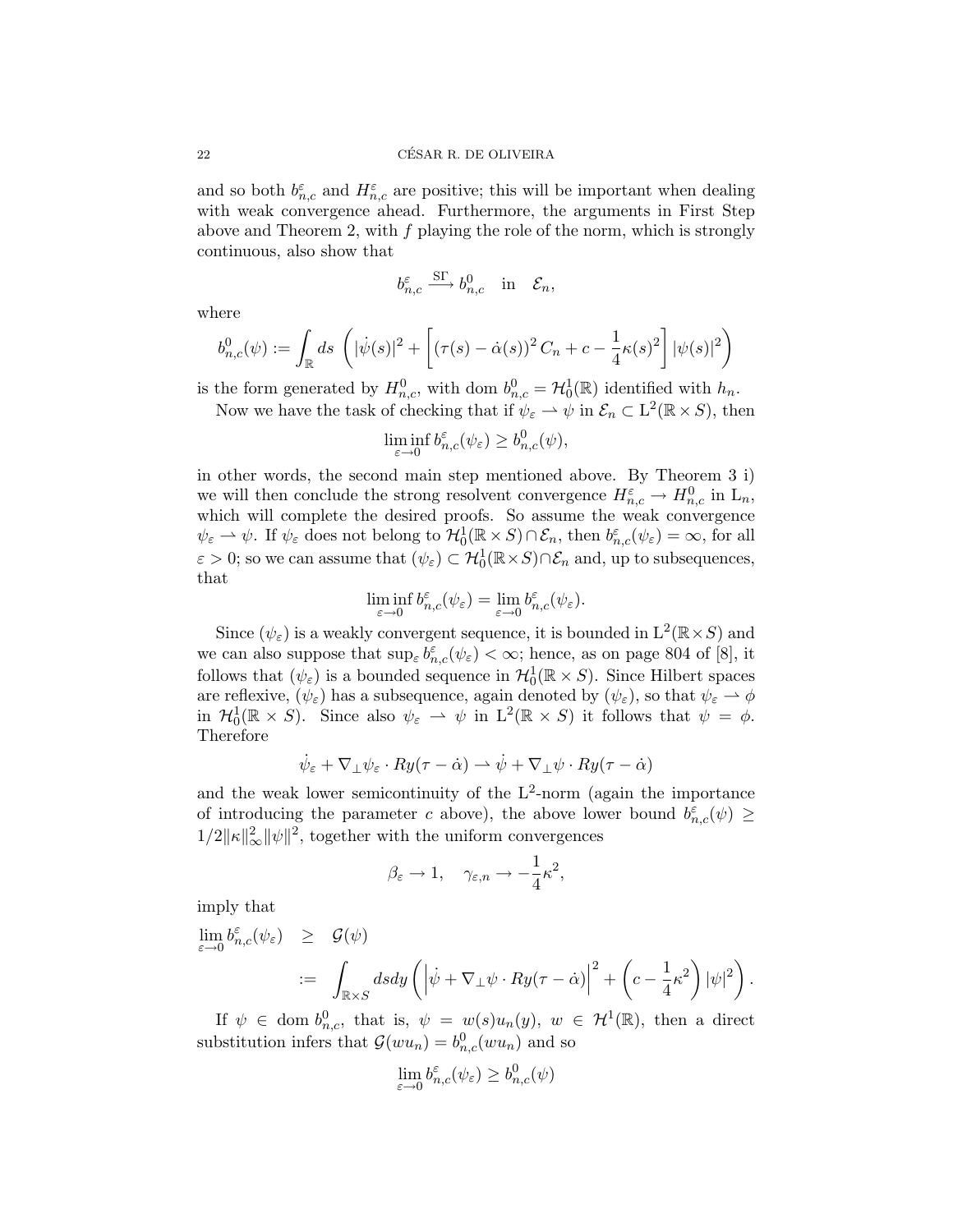and so both $b^\varepsilon_{n,c}$ and $H^\varepsilon_{n,c}$ are positive; this will be important when dealing with weak convergence ahead. Furthermore, the arguments in First Step above and Theorem 2, with $f$ playing the role of the norm, which is strongly continuous, also show that

$$b^\varepsilon_{n,c} \xrightarrow{\mathrm{S}\Gamma} b^0_{n,c} \quad \text{in} \quad \mathcal{E}_n,$$

where

$$b^0_{n,c}(\psi) := \int_{\mathbb{R}} ds \, \left( |\dot{\psi}(s)|^2 + \left[ (\tau(s) - \dot{\alpha}(s))^2 \, C_n + c - \frac{1}{4}\kappa(s)^2 \right] |\psi(s)|^2 \right)$$

is the form generated by $H^0_{n,c}$, with dom $b^0_{n,c} = \mathcal{H}^1_0(\mathbb{R})$ identified with $h_n$.

Now we have the task of checking that if $\psi_\varepsilon \rightharpoonup \psi$ in $\mathcal{E}_n \subset \mathrm{L}^2(\mathbb{R} \times S)$, then

$$\liminf_{\varepsilon \to 0} b^\varepsilon_{n,c}(\psi_\varepsilon) \geq b^0_{n,c}(\psi),$$

in other words, the second main step mentioned above. By Theorem 3 i) we will then conclude the strong resolvent convergence $H^\varepsilon_{n,c} \to H^0_{n,c}$ in $\mathrm{L}_n$, which will complete the desired proofs. So assume the weak convergence $\psi_\varepsilon \rightharpoonup \psi$. If $\psi_\varepsilon$ does not belong to $\mathcal{H}^1_0(\mathbb{R} \times S) \cap \mathcal{E}_n$, then $b^\varepsilon_{n,c}(\psi_\varepsilon) = \infty$, for all $\varepsilon > 0$; so we can assume that $(\psi_\varepsilon) \subset \mathcal{H}^1_0(\mathbb{R} \times S) \cap \mathcal{E}_n$ and, up to subsequences, that

$$\liminf_{\varepsilon \to 0} b^\varepsilon_{n,c}(\psi_\varepsilon) = \lim_{\varepsilon \to 0} b^\varepsilon_{n,c}(\psi_\varepsilon).$$

Since $(\psi_\varepsilon)$ is a weakly convergent sequence, it is bounded in $\mathrm{L}^2(\mathbb{R} \times S)$ and we can also suppose that $\sup_\varepsilon b^\varepsilon_{n,c}(\psi_\varepsilon) < \infty$; hence, as on page 804 of [8], it follows that $(\psi_\varepsilon)$ is a bounded sequence in $\mathcal{H}^1_0(\mathbb{R} \times S)$. Since Hilbert spaces are reflexive, $(\psi_\varepsilon)$ has a subsequence, again denoted by $(\psi_\varepsilon)$, so that $\psi_\varepsilon \rightharpoonup \phi$ in $\mathcal{H}^1_0(\mathbb{R} \times S)$. Since also $\psi_\varepsilon \rightharpoonup \psi$ in $\mathrm{L}^2(\mathbb{R} \times S)$ it follows that $\psi = \phi$. Therefore

$$\dot{\psi}_\varepsilon + \nabla_\perp \psi_\varepsilon \cdot Ry(\tau - \dot{\alpha}) \rightharpoonup \dot{\psi} + \nabla_\perp \psi \cdot Ry(\tau - \dot{\alpha})$$

and the weak lower semicontinuity of the $\mathrm{L}^2$-norm (again the importance of introducing the parameter $c$ above), the above lower bound $b^\varepsilon_{n,c}(\psi) \geq 1/2\|\kappa\|^2_\infty \|\psi\|^2$, together with the uniform convergences

$$\beta_\varepsilon \to 1, \quad \gamma_{\varepsilon,n} \to -\frac{1}{4}\kappa^2,$$

imply that

$$\begin{aligned}
\lim_{\varepsilon \to 0} b^\varepsilon_{n,c}(\psi_\varepsilon) \quad &\geq \quad \mathcal{G}(\psi) \\
&:= \quad \int_{\mathbb{R} \times S} dsdy \left( \left| \dot{\psi} + \nabla_\perp \psi \cdot Ry(\tau - \dot{\alpha}) \right|^2 + \left( c - \frac{1}{4}\kappa^2 \right) |\psi|^2 \right).
\end{aligned}$$

If $\psi \in$ dom $b^0_{n,c}$, that is, $\psi = w(s)u_n(y)$, $w \in \mathcal{H}^1(\mathbb{R})$, then a direct substitution infers that $\mathcal{G}(wu_n) = b^0_{n,c}(wu_n)$ and so

$$\lim_{\varepsilon \to 0} b^\varepsilon_{n,c}(\psi_\varepsilon) \geq b^0_{n,c}(\psi)$$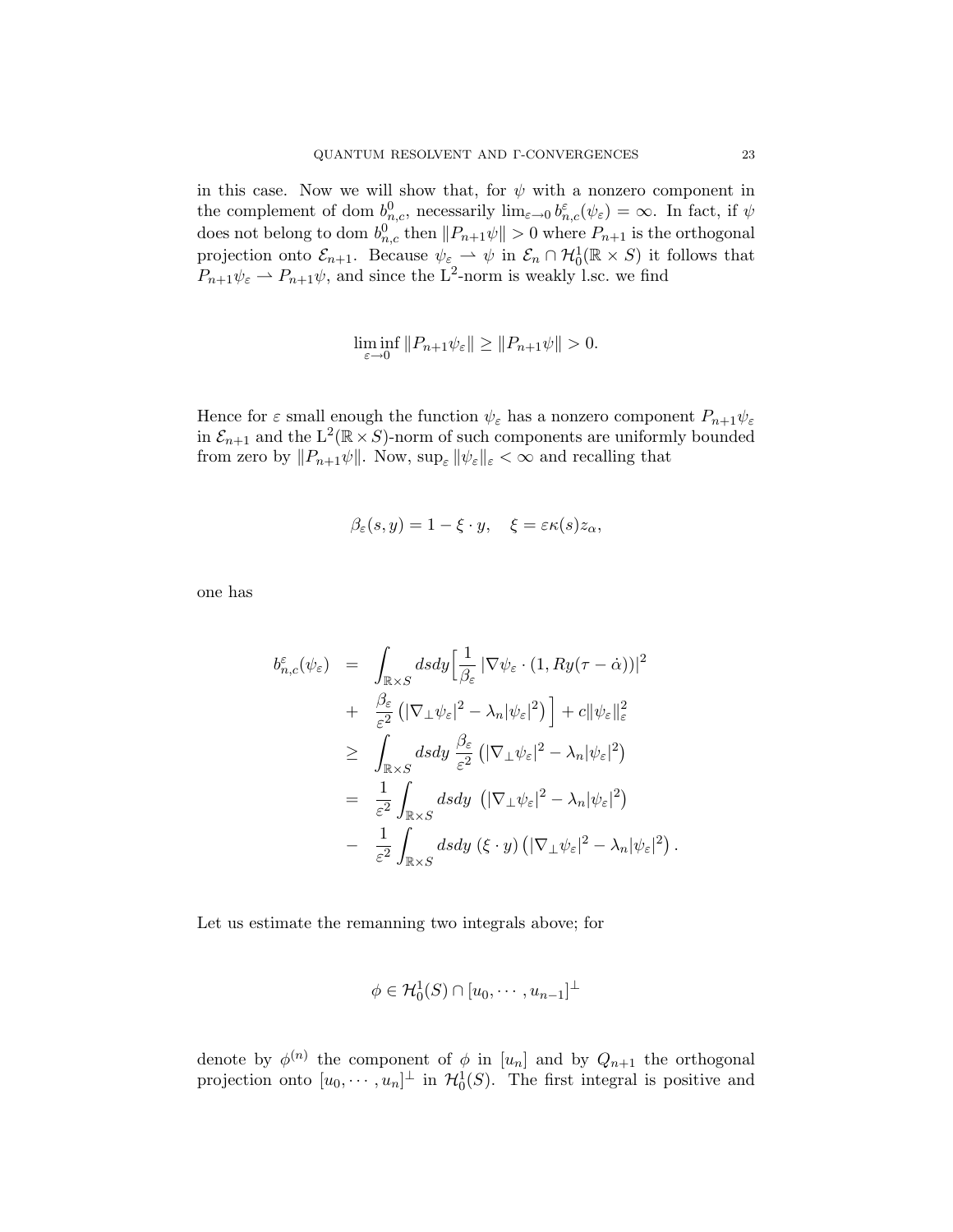in this case. Now we will show that, for $\psi$ with a nonzero component in the complement of dom $b^0_{n,c}$, necessarily $\lim_{\varepsilon\to 0} b^\varepsilon_{n,c}(\psi_\varepsilon) = \infty$. In fact, if $\psi$ does not belong to dom $b^0_{n,c}$ then $\|P_{n+1}\psi\| > 0$ where $P_{n+1}$ is the orthogonal projection onto $\mathcal{E}_{n+1}$. Because $\psi_\varepsilon \rightharpoonup \psi$ in $\mathcal{E}_n \cap \mathcal{H}^1_0(\mathbb{R}\times S)$ it follows that $P_{n+1}\psi_\varepsilon \rightharpoonup P_{n+1}\psi$, and since the $\mathrm{L}^2$-norm is weakly l.sc. we find

$$\liminf_{\varepsilon\to 0} \|P_{n+1}\psi_\varepsilon\| \geq \|P_{n+1}\psi\| > 0.$$

Hence for $\varepsilon$ small enough the function $\psi_\varepsilon$ has a nonzero component $P_{n+1}\psi_\varepsilon$ in $\mathcal{E}_{n+1}$ and the $\mathrm{L}^2(\mathbb{R}\times S)$-norm of such components are uniformly bounded from zero by $\|P_{n+1}\psi\|$. Now, $\sup_\varepsilon \|\psi_\varepsilon\|_\varepsilon < \infty$ and recalling that

$$\beta_\varepsilon(s,y) = 1 - \xi\cdot y, \quad \xi = \varepsilon\kappa(s) z_\alpha,$$

one has

$$\begin{aligned}
b^\varepsilon_{n,c}(\psi_\varepsilon) &= \int_{\mathbb{R}\times S} dsdy \Big[ \frac{1}{\beta_\varepsilon} \left|\nabla\psi_\varepsilon \cdot (1, Ry(\tau - \dot\alpha))\right|^2 \\
&+ \frac{\beta_\varepsilon}{\varepsilon^2}\left(|\nabla_\perp\psi_\varepsilon|^2 - \lambda_n|\psi_\varepsilon|^2\right)\Big] + c\|\psi_\varepsilon\|^2_\varepsilon \\
&\geq \int_{\mathbb{R}\times S} dsdy\, \frac{\beta_\varepsilon}{\varepsilon^2}\left(|\nabla_\perp\psi_\varepsilon|^2 - \lambda_n|\psi_\varepsilon|^2\right) \\
&= \frac{1}{\varepsilon^2}\int_{\mathbb{R}\times S} dsdy\, \left(|\nabla_\perp\psi_\varepsilon|^2 - \lambda_n|\psi_\varepsilon|^2\right) \\
&- \frac{1}{\varepsilon^2}\int_{\mathbb{R}\times S} dsdy\, (\xi\cdot y)\left(|\nabla_\perp\psi_\varepsilon|^2 - \lambda_n|\psi_\varepsilon|^2\right).
\end{aligned}$$

Let us estimate the remanning two integrals above; for

$$\phi \in \mathcal{H}^1_0(S) \cap [u_0, \cdots, u_{n-1}]^\perp$$

denote by $\phi^{(n)}$ the component of $\phi$ in $[u_n]$ and by $Q_{n+1}$ the orthogonal projection onto $[u_0,\cdots,u_n]^\perp$ in $\mathcal{H}^1_0(S)$. The first integral is positive and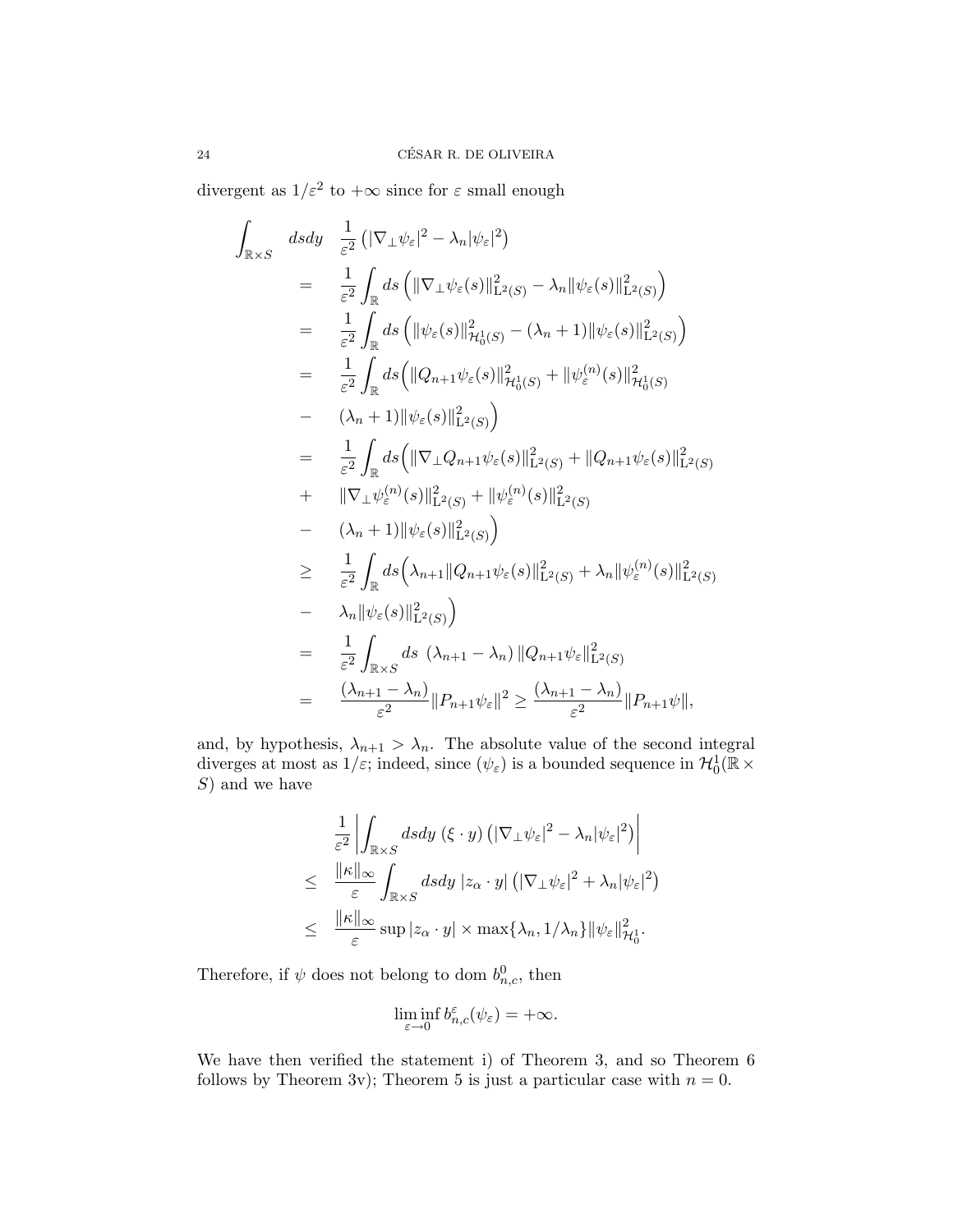divergent as $1/\varepsilon^2$ to $+\infty$ since for $\varepsilon$ small enough

$$
\begin{aligned}
\int_{\mathbb{R}\times S} \quad dsdy \quad & \frac{1}{\varepsilon^2}\left(|\nabla_\perp \psi_\varepsilon|^2 - \lambda_n |\psi_\varepsilon|^2\right) \\
= \quad & \frac{1}{\varepsilon^2}\int_{\mathbb{R}} ds \left(\|\nabla_\perp \psi_\varepsilon(s)\|^2_{\mathrm{L}^2(S)} - \lambda_n \|\psi_\varepsilon(s)\|^2_{\mathrm{L}^2(S)}\right) \\
= \quad & \frac{1}{\varepsilon^2}\int_{\mathbb{R}} ds \left(\|\psi_\varepsilon(s)\|^2_{\mathcal{H}^1_0(S)} - (\lambda_n + 1)\|\psi_\varepsilon(s)\|^2_{\mathrm{L}^2(S)}\right) \\
= \quad & \frac{1}{\varepsilon^2}\int_{\mathbb{R}} ds \Big(\|Q_{n+1}\psi_\varepsilon(s)\|^2_{\mathcal{H}^1_0(S)} + \|\psi^{(n)}_\varepsilon(s)\|^2_{\mathcal{H}^1_0(S)} \\
- \quad & (\lambda_n+1)\|\psi_\varepsilon(s)\|^2_{\mathrm{L}^2(S)}\Big) \\
= \quad & \frac{1}{\varepsilon^2}\int_{\mathbb{R}} ds \Big(\|\nabla_\perp Q_{n+1}\psi_\varepsilon(s)\|^2_{\mathrm{L}^2(S)} + \|Q_{n+1}\psi_\varepsilon(s)\|^2_{\mathrm{L}^2(S)} \\
+ \quad & \|\nabla_\perp \psi^{(n)}_\varepsilon(s)\|^2_{\mathrm{L}^2(S)} + \|\psi^{(n)}_\varepsilon(s)\|^2_{\mathrm{L}^2(S)} \\
- \quad & (\lambda_n+1)\|\psi_\varepsilon(s)\|^2_{\mathrm{L}^2(S)}\Big) \\
\geq \quad & \frac{1}{\varepsilon^2}\int_{\mathbb{R}} ds \Big(\lambda_{n+1}\|Q_{n+1}\psi_\varepsilon(s)\|^2_{\mathrm{L}^2(S)} + \lambda_n \|\psi^{(n)}_\varepsilon(s)\|^2_{\mathrm{L}^2(S)} \\
- \quad & \lambda_n \|\psi_\varepsilon(s)\|^2_{\mathrm{L}^2(S)}\Big) \\
= \quad & \frac{1}{\varepsilon^2}\int_{\mathbb{R}\times S} ds \ (\lambda_{n+1} - \lambda_n)\, \|Q_{n+1}\psi_\varepsilon\|^2_{\mathrm{L}^2(S)} \\
= \quad & \frac{(\lambda_{n+1}-\lambda_n)}{\varepsilon^2}\|P_{n+1}\psi_\varepsilon\|^2 \geq \frac{(\lambda_{n+1}-\lambda_n)}{\varepsilon^2}\|P_{n+1}\psi\|,
\end{aligned}
$$

and, by hypothesis, $\lambda_{n+1} > \lambda_n$. The absolute value of the second integral diverges at most as $1/\varepsilon$; indeed, since $(\psi_\varepsilon)$ is a bounded sequence in $\mathcal{H}^1_0(\mathbb{R}\times S)$ and we have

$$
\begin{aligned}
& \frac{1}{\varepsilon^2}\left|\int_{\mathbb{R}\times S} dsdy\ (\xi\cdot y)\left(|\nabla_\perp \psi_\varepsilon|^2 - \lambda_n|\psi_\varepsilon|^2\right)\right| \\
\leq \quad & \frac{\|\kappa\|_\infty}{\varepsilon}\int_{\mathbb{R}\times S} dsdy\ |z_\alpha \cdot y|\left(|\nabla_\perp\psi_\varepsilon|^2 + \lambda_n|\psi_\varepsilon|^2\right) \\
\leq \quad & \frac{\|\kappa\|_\infty}{\varepsilon}\sup|z_\alpha\cdot y| \times \max\{\lambda_n, 1/\lambda_n\}\|\psi_\varepsilon\|^2_{\mathcal{H}^1_0}.
\end{aligned}
$$

Therefore, if $\psi$ does not belong to dom $b^0_{n,c}$, then

$$
\liminf_{\varepsilon\to 0} b^\varepsilon_{n,c}(\psi_\varepsilon) = +\infty.
$$

We have then verified the statement i) of Theorem 3, and so Theorem 6 follows by Theorem 3v); Theorem 5 is just a particular case with $n = 0$.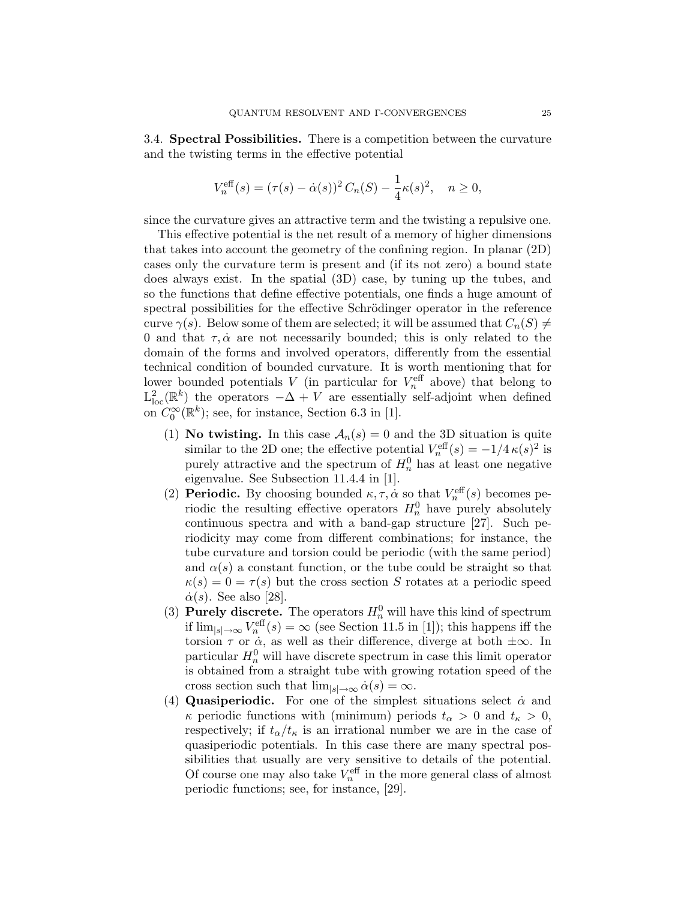**3.4. Spectral Possibilities.** There is a competition between the curvature and the twisting terms in the effective potential

$$V_n^{\rm eff}(s) = (\tau(s) - \dot\alpha(s))^2\, C_n(S) - \frac{1}{4}\kappa(s)^2, \quad n \geq 0,$$

since the curvature gives an attractive term and the twisting a repulsive one.

This effective potential is the net result of a memory of higher dimensions that takes into account the geometry of the confining region. In planar (2D) cases only the curvature term is present and (if its not zero) a bound state does always exist. In the spatial (3D) case, by tuning up the tubes, and so the functions that define effective potentials, one finds a huge amount of spectral possibilities for the effective Schrödinger operator in the reference curve $\gamma(s)$. Below some of them are selected; it will be assumed that $C_n(S) \neq 0$ and that $\tau, \dot\alpha$ are not necessarily bounded; this is only related to the domain of the forms and involved operators, differently from the essential technical condition of bounded curvature. It is worth mentioning that for lower bounded potentials $V$ (in particular for $V_n^{\rm eff}$ above) that belong to $\mathrm{L}^2_{\rm loc}(\mathbb{R}^k)$ the operators $-\Delta + V$ are essentially self-adjoint when defined on $C_0^\infty(\mathbb{R}^k)$; see, for instance, Section 6.3 in [1].

1. **No twisting.** In this case $\mathcal{A}_n(s) = 0$ and the 3D situation is quite similar to the 2D one; the effective potential $V_n^{\rm eff}(s) = -1/4\,\kappa(s)^2$ is purely attractive and the spectrum of $H_n^0$ has at least one negative eigenvalue. See Subsection 11.4.4 in [1].
2. **Periodic.** By choosing bounded $\kappa, \tau, \dot\alpha$ so that $V_n^{\rm eff}(s)$ becomes periodic the resulting effective operators $H_n^0$ have purely absolutely continuous spectra and with a band-gap structure [27]. Such periodicity may come from different combinations; for instance, the tube curvature and torsion could be periodic (with the same period) and $\alpha(s)$ a constant function, or the tube could be straight so that $\kappa(s) = 0 = \tau(s)$ but the cross section $S$ rotates at a periodic speed $\dot\alpha(s)$. See also [28].
3. **Purely discrete.** The operators $H_n^0$ will have this kind of spectrum if $\lim_{|s|\to\infty} V_n^{\rm eff}(s) = \infty$ (see Section 11.5 in [1]); this happens iff the torsion $\tau$ or $\dot\alpha$, as well as their difference, diverge at both $\pm\infty$. In particular $H_n^0$ will have discrete spectrum in case this limit operator is obtained from a straight tube with growing rotation speed of the cross section such that $\lim_{|s|\to\infty} \dot\alpha(s) = \infty$.
4. **Quasiperiodic.** For one of the simplest situations select $\dot\alpha$ and $\kappa$ periodic functions with (minimum) periods $t_\alpha > 0$ and $t_\kappa > 0$, respectively; if $t_\alpha/t_\kappa$ is an irrational number we are in the case of quasiperiodic potentials. In this case there are many spectral possibilities that usually are very sensitive to details of the potential. Of course one may also take $V_n^{\rm eff}$ in the more general class of almost periodic functions; see, for instance, [29].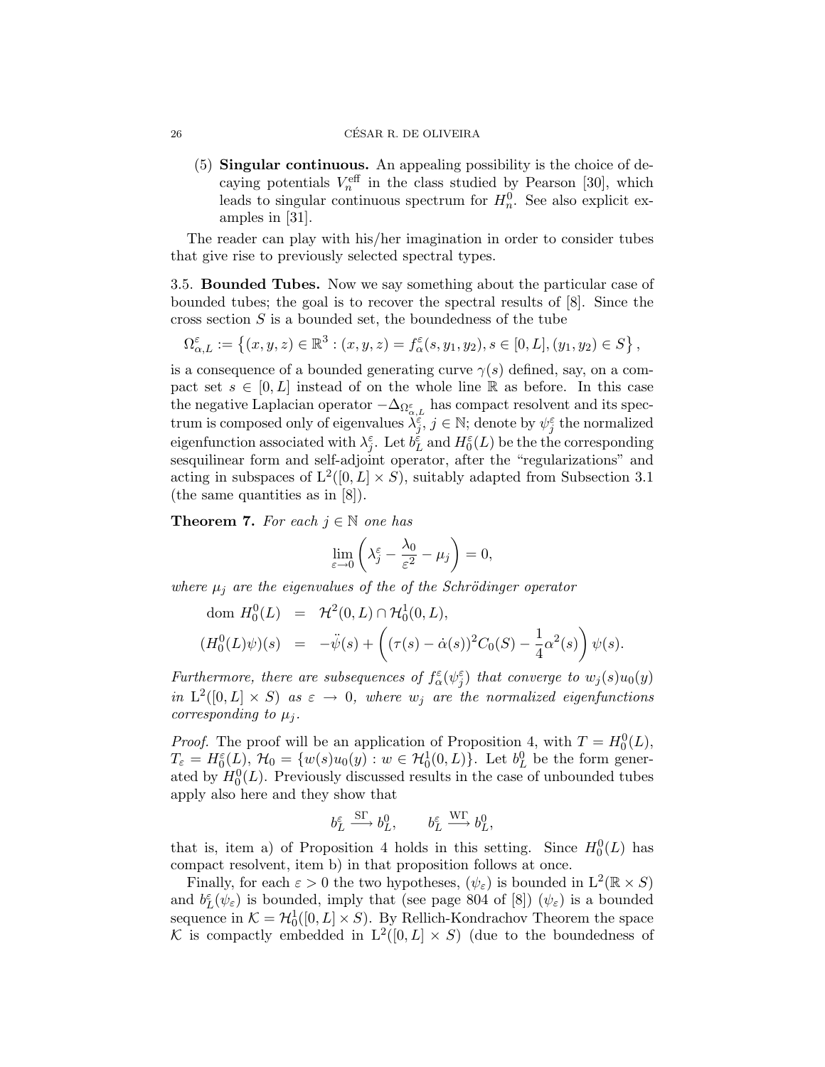(5) **Singular continuous.** An appealing possibility is the choice of decaying potentials $V_n^{\text{eff}}$ in the class studied by Pearson [30], which leads to singular continuous spectrum for $H_n^0$. See also explicit examples in [31].

The reader can play with his/her imagination in order to consider tubes that give rise to previously selected spectral types.

3.5. **Bounded Tubes.** Now we say something about the particular case of bounded tubes; the goal is to recover the spectral results of [8]. Since the cross section $S$ is a bounded set, the boundedness of the tube

$$\Omega^\varepsilon_{\alpha,L} := \left\{(x,y,z) \in \mathbb{R}^3 : (x,y,z) = f^\varepsilon_\alpha(s,y_1,y_2), s \in [0,L], (y_1,y_2) \in S\right\},$$

is a consequence of a bounded generating curve $\gamma(s)$ defined, say, on a compact set $s \in [0,L]$ instead of on the whole line $\mathbb{R}$ as before. In this case the negative Laplacian operator $-\Delta_{\Omega^\varepsilon_{\alpha,L}}$ has compact resolvent and its spectrum is composed only of eigenvalues $\lambda^\varepsilon_j$, $j \in \mathbb{N}$; denote by $\psi^\varepsilon_j$ the normalized eigenfunction associated with $\lambda^\varepsilon_j$. Let $b^\varepsilon_L$ and $H^\varepsilon_0(L)$ be the the corresponding sesquilinear form and self-adjoint operator, after the "regularizations" and acting in subspaces of $\mathrm{L}^2([0,L] \times S)$, suitably adapted from Subsection 3.1 (the same quantities as in [8]).

**Theorem 7.** *For each $j \in \mathbb{N}$ one has*

$$\lim_{\varepsilon \to 0} \left( \lambda^\varepsilon_j - \frac{\lambda_0}{\varepsilon^2} - \mu_j \right) = 0,$$

*where $\mu_j$ are the eigenvalues of the of the Schrödinger operator*

$$\begin{aligned}
\text{dom } H^0_0(L) &= \mathcal{H}^2(0,L) \cap \mathcal{H}^1_0(0,L), \\
(H^0_0(L)\psi)(s) &= -\ddot{\psi}(s) + \left( (\tau(s) - \dot{\alpha}(s))^2 C_0(S) - \frac{1}{4}\alpha^2(s) \right) \psi(s).
\end{aligned}$$

*Furthermore, there are subsequences of $f^\varepsilon_\alpha(\psi^\varepsilon_j)$ that converge to $w_j(s)u_0(y)$ in $\mathrm{L}^2([0,L] \times S)$ as $\varepsilon \to 0$, where $w_j$ are the normalized eigenfunctions corresponding to $\mu_j$.*

*Proof.* The proof will be an application of Proposition 4, with $T = H^0_0(L)$, $T_\varepsilon = H^\varepsilon_0(L)$, $\mathcal{H}_0 = \{w(s)u_0(y) : w \in \mathcal{H}^1_0(0,L)\}$. Let $b^0_L$ be the form generated by $H^0_0(L)$. Previously discussed results in the case of unbounded tubes apply also here and they show that

$$b^\varepsilon_L \xrightarrow{\text{S}\Gamma} b^0_L, \qquad b^\varepsilon_L \xrightarrow{\text{W}\Gamma} b^0_L,$$

that is, item a) of Proposition 4 holds in this setting. Since $H^0_0(L)$ has compact resolvent, item b) in that proposition follows at once.

Finally, for each $\varepsilon > 0$ the two hypotheses, $(\psi_\varepsilon)$ is bounded in $\mathrm{L}^2(\mathbb{R} \times S)$ and $b^\varepsilon_L(\psi_\varepsilon)$ is bounded, imply that (see page 804 of [8]) $(\psi_\varepsilon)$ is a bounded sequence in $\mathcal{K} = \mathcal{H}^1_0([0,L] \times S)$. By Rellich-Kondrachov Theorem the space $\mathcal{K}$ is compactly embedded in $\mathrm{L}^2([0,L] \times S)$ (due to the boundedness of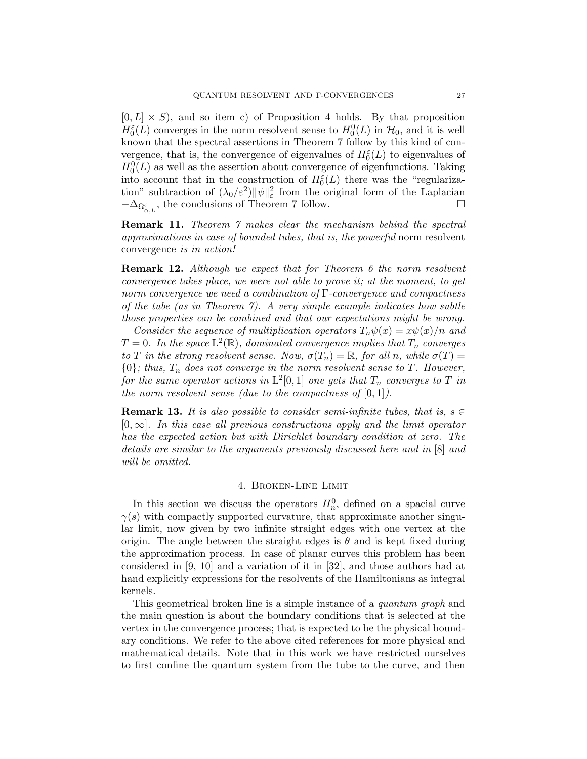$[0, L] \times S$), and so item c) of Proposition 4 holds. By that proposition $H_0^\varepsilon(L)$ converges in the norm resolvent sense to $H_0^0(L)$ in $\mathcal{H}_0$, and it is well known that the spectral assertions in Theorem 7 follow by this kind of convergence, that is, the convergence of eigenvalues of $H_0^\varepsilon(L)$ to eigenvalues of $H_0^0(L)$ as well as the assertion about convergence of eigenfunctions. Taking into account that in the construction of $H_0^\varepsilon(L)$ there was the "regularization" subtraction of $(\lambda_0/\varepsilon^2)\|\psi\|_\varepsilon^2$ from the original form of the Laplacian $-\Delta_{\Omega^\varepsilon_{\alpha,L}}$, the conclusions of Theorem 7 follow. □

**Remark 11.** *Theorem 7 makes clear the mechanism behind the spectral approximations in case of bounded tubes, that is, the powerful* norm resolvent convergence *is in action!*

**Remark 12.** *Although we expect that for Theorem 6 the norm resolvent convergence takes place, we were not able to prove it; at the moment, to get norm convergence we need a combination of* $\Gamma$*-convergence and compactness of the tube (as in Theorem 7). A very simple example indicates how subtle those properties can be combined and that our expectations might be wrong.*

*Consider the sequence of multiplication operators* $T_n\psi(x) = x\psi(x)/n$ *and* $T = 0$*. In the space* $\mathrm{L}^2(\mathbb{R})$*, dominated convergence implies that* $T_n$ *converges to* $T$ *in the strong resolvent sense. Now,* $\sigma(T_n) = \mathbb{R}$*, for all* $n$*, while* $\sigma(T) = \{0\}$*; thus,* $T_n$ *does not converge in the norm resolvent sense to* $T$*. However, for the same operator actions in* $\mathrm{L}^2[0,1]$ *one gets that* $T_n$ *converges to* $T$ *in the norm resolvent sense (due to the compactness of* $[0,1]$*).*

**Remark 13.** *It is also possible to consider semi-infinite tubes, that is,* $s \in [0, \infty]$*. In this case all previous constructions apply and the limit operator has the expected action but with Dirichlet boundary condition at zero. The details are similar to the arguments previously discussed here and in* [8] *and will be omitted.*

## 4. Broken-Line Limit

In this section we discuss the operators $H_n^0$, defined on a spacial curve $\gamma(s)$ with compactly supported curvature, that approximate another singular limit, now given by two infinite straight edges with one vertex at the origin. The angle between the straight edges is $\theta$ and is kept fixed during the approximation process. In case of planar curves this problem has been considered in [9, 10] and a variation of it in [32], and those authors had at hand explicitly expressions for the resolvents of the Hamiltonians as integral kernels.

This geometrical broken line is a simple instance of a *quantum graph* and the main question is about the boundary conditions that is selected at the vertex in the convergence process; that is expected to be the physical boundary conditions. We refer to the above cited references for more physical and mathematical details. Note that in this work we have restricted ourselves to first confine the quantum system from the tube to the curve, and then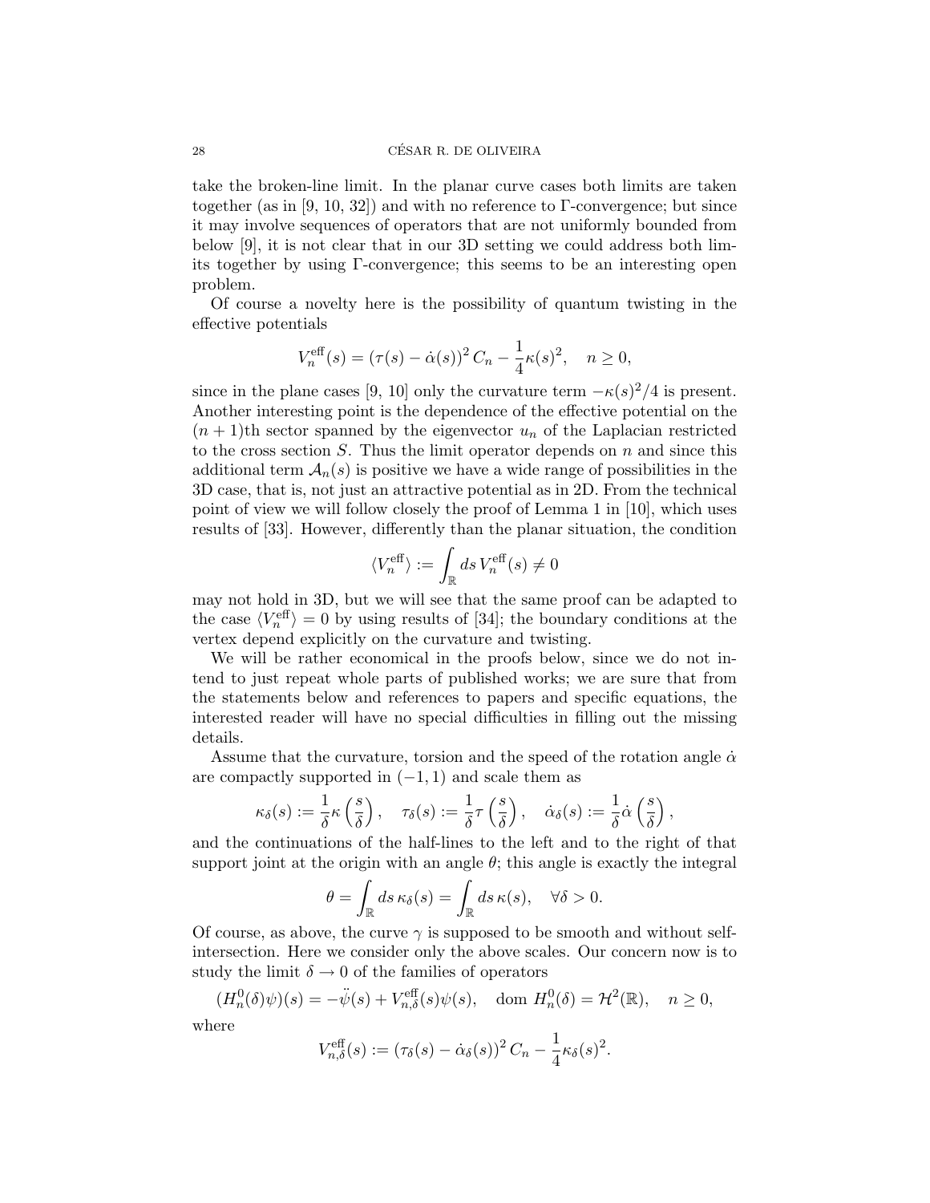take the broken-line limit. In the planar curve cases both limits are taken together (as in [9, 10, 32]) and with no reference to Γ-convergence; but since it may involve sequences of operators that are not uniformly bounded from below [9], it is not clear that in our 3D setting we could address both limits together by using Γ-convergence; this seems to be an interesting open problem.

Of course a novelty here is the possibility of quantum twisting in the effective potentials

$$V_n^{\rm eff}(s) = (\tau(s) - \dot\alpha(s))^2\, C_n - \frac{1}{4}\kappa(s)^2, \quad n \geq 0,$$

since in the plane cases [9, 10] only the curvature term $-\kappa(s)^2/4$ is present. Another interesting point is the dependence of the effective potential on the $(n+1)$th sector spanned by the eigenvector $u_n$ of the Laplacian restricted to the cross section $S$. Thus the limit operator depends on $n$ and since this additional term $\mathcal{A}_n(s)$ is positive we have a wide range of possibilities in the 3D case, that is, not just an attractive potential as in 2D. From the technical point of view we will follow closely the proof of Lemma 1 in [10], which uses results of [33]. However, differently than the planar situation, the condition

$$\langle V_n^{\rm eff}\rangle := \int_{\mathbb{R}} ds\, V_n^{\rm eff}(s) \neq 0$$

may not hold in 3D, but we will see that the same proof can be adapted to the case $\langle V_n^{\rm eff}\rangle = 0$ by using results of [34]; the boundary conditions at the vertex depend explicitly on the curvature and twisting.

We will be rather economical in the proofs below, since we do not intend to just repeat whole parts of published works; we are sure that from the statements below and references to papers and specific equations, the interested reader will have no special difficulties in filling out the missing details.

Assume that the curvature, torsion and the speed of the rotation angle $\dot\alpha$ are compactly supported in $(-1, 1)$ and scale them as

$$\kappa_\delta(s) := \frac{1}{\delta}\kappa\left(\frac{s}{\delta}\right), \quad \tau_\delta(s) := \frac{1}{\delta}\tau\left(\frac{s}{\delta}\right), \quad \dot\alpha_\delta(s) := \frac{1}{\delta}\dot\alpha\left(\frac{s}{\delta}\right),$$

and the continuations of the half-lines to the left and to the right of that support joint at the origin with an angle $\theta$; this angle is exactly the integral

$$\theta = \int_{\mathbb{R}} ds\, \kappa_\delta(s) = \int_{\mathbb{R}} ds\, \kappa(s), \quad \forall \delta > 0.$$

Of course, as above, the curve $\gamma$ is supposed to be smooth and without self-intersection. Here we consider only the above scales. Our concern now is to study the limit $\delta \to 0$ of the families of operators

$$(H_n^0(\delta)\psi)(s) = -\ddot\psi(s) + V_{n,\delta}^{\rm eff}(s)\psi(s), \quad \mathrm{dom}\ H_n^0(\delta) = \mathcal{H}^2(\mathbb{R}), \quad n \geq 0,$$

where

$$V_{n,\delta}^{\rm eff}(s) := (\tau_\delta(s) - \dot\alpha_\delta(s))^2\, C_n - \frac{1}{4}\kappa_\delta(s)^2.$$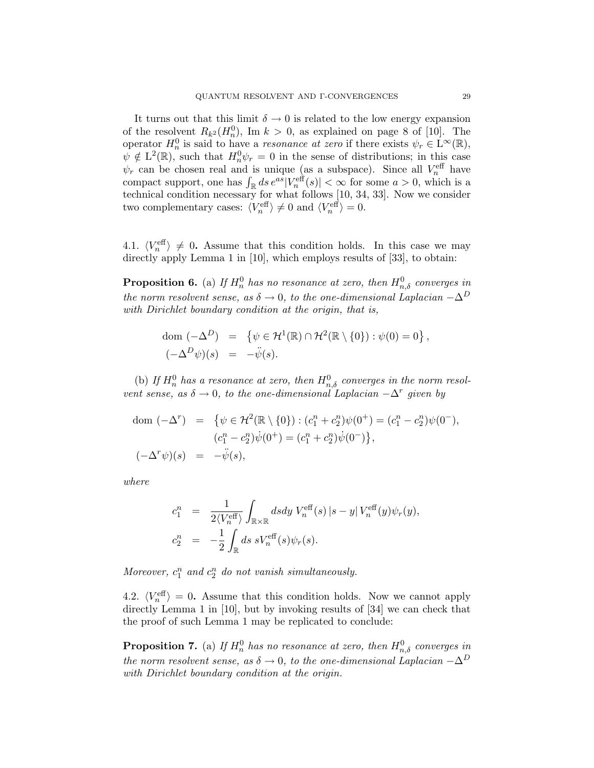It turns out that this limit $\delta \to 0$ is related to the low energy expansion of the resolvent $R_{k^2}(H_n^0)$, Im $k > 0$, as explained on page 8 of [10]. The operator $H_n^0$ is said to have a *resonance at zero* if there exists $\psi_r \in \mathrm{L}^\infty(\mathbb{R})$, $\psi \notin \mathrm{L}^2(\mathbb{R})$, such that $H_n^0 \psi_r = 0$ in the sense of distributions; in this case $\psi_r$ can be chosen real and is unique (as a subspace). Since all $V_n^{\text{eff}}$ have compact support, one has $\int_{\mathbb{R}} ds\, e^{as} |V_n^{\text{eff}}(s)| < \infty$ for some $a > 0$, which is a technical condition necessary for what follows [10, 34, 33]. Now we consider two complementary cases: $\langle V_n^{\text{eff}} \rangle \neq 0$ and $\langle V_n^{\text{eff}} \rangle = 0$.

### 4.1. $\langle V_n^{\text{eff}} \rangle \neq 0$.

Assume that this condition holds. In this case we may directly apply Lemma 1 in [10], which employs results of [33], to obtain:

**Proposition 6.** (a) *If $H_n^0$ has no resonance at zero, then $H_{n,\delta}^0$ converges in the norm resolvent sense, as $\delta \to 0$, to the one-dimensional Laplacian $-\Delta^D$ with Dirichlet boundary condition at the origin, that is,*

$$
\begin{aligned}
\text{dom } (-\Delta^D) &= \left\{ \psi \in \mathcal{H}^1(\mathbb{R}) \cap \mathcal{H}^2(\mathbb{R} \setminus \{0\}) : \psi(0) = 0 \right\}, \\
(-\Delta^D \psi)(s) &= -\ddot{\psi}(s).
\end{aligned}
$$

(b) *If $H_n^0$ has a resonance at zero, then $H_{n,\delta}^0$ converges in the norm resolvent sense, as $\delta \to 0$, to the one-dimensional Laplacian $-\Delta^r$ given by*

$$
\begin{aligned}
\text{dom } (-\Delta^r) &= \big\{ \psi \in \mathcal{H}^2(\mathbb{R} \setminus \{0\}) : (c_1^n + c_2^n)\psi(0^+) = (c_1^n - c_2^n)\psi(0^-), \\
&\qquad (c_1^n - c_2^n)\dot{\psi}(0^+) = (c_1^n + c_2^n)\dot{\psi}(0^-) \big\}, \\
(-\Delta^r \psi)(s) &= -\ddot{\psi}(s),
\end{aligned}
$$

*where*

$$
\begin{aligned}
c_1^n &= \frac{1}{2\langle V_n^{\text{eff}} \rangle} \int_{\mathbb{R} \times \mathbb{R}} ds dy \; V_n^{\text{eff}}(s) \, |s - y| \, V_n^{\text{eff}}(y) \psi_r(y), \\
c_2^n &= -\frac{1}{2} \int_{\mathbb{R}} ds \; s V_n^{\text{eff}}(s) \psi_r(s).
\end{aligned}
$$

*Moreover, $c_1^n$ and $c_2^n$ do not vanish simultaneously.*

### 4.2. $\langle V_n^{\text{eff}} \rangle = 0$.

Assume that this condition holds. Now we cannot apply directly Lemma 1 in [10], but by invoking results of [34] we can check that the proof of such Lemma 1 may be replicated to conclude:

**Proposition 7.** (a) *If $H_n^0$ has no resonance at zero, then $H_{n,\delta}^0$ converges in the norm resolvent sense, as $\delta \to 0$, to the one-dimensional Laplacian $-\Delta^D$ with Dirichlet boundary condition at the origin.*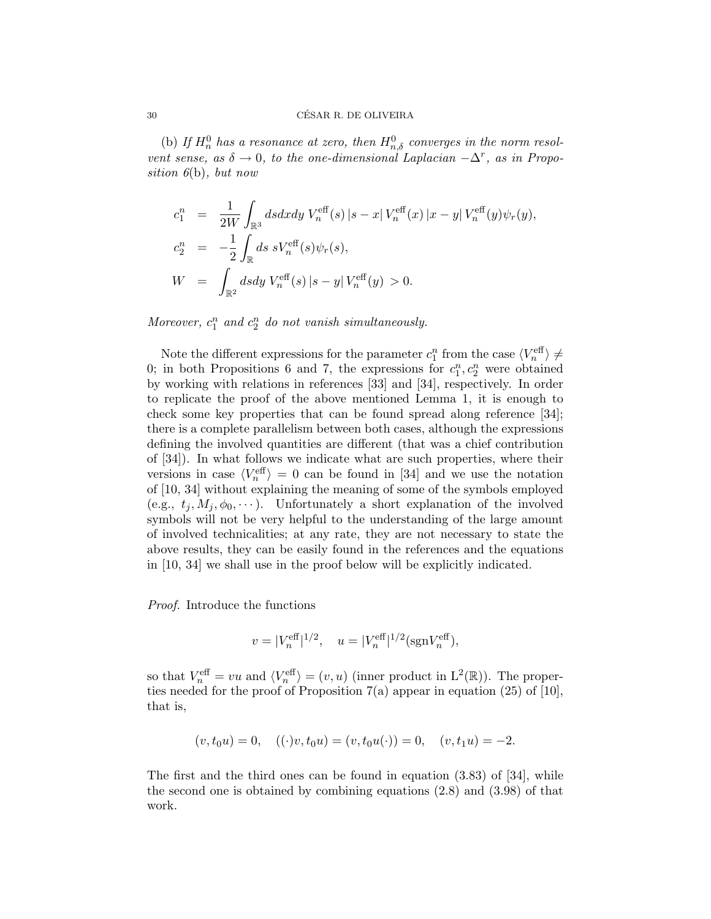(b) *If $H_n^0$ has a resonance at zero, then $H_{n,\delta}^0$ converges in the norm resolvent sense, as $\delta \to 0$, to the one-dimensional Laplacian $-\Delta^r$, as in Proposition 6*(b)*, but now*

$$
\begin{aligned}
c_1^n &= \frac{1}{2W} \int_{\mathbb{R}^3} dsdxdy\; V_n^{\text{eff}}(s)\,|s-x|\,V_n^{\text{eff}}(x)\,|x-y|\,V_n^{\text{eff}}(y)\psi_r(y), \\
c_2^n &= -\frac{1}{2} \int_{\mathbb{R}} ds\; sV_n^{\text{eff}}(s)\psi_r(s), \\
W &= \int_{\mathbb{R}^2} dsdy\; V_n^{\text{eff}}(s)\,|s-y|\,V_n^{\text{eff}}(y) \;> 0.
\end{aligned}
$$

*Moreover, $c_1^n$ and $c_2^n$ do not vanish simultaneously.*

Note the different expressions for the parameter $c_1^n$ from the case $\langle V_n^{\text{eff}} \rangle \neq 0$; in both Propositions 6 and 7, the expressions for $c_1^n, c_2^n$ were obtained by working with relations in references [33] and [34], respectively. In order to replicate the proof of the above mentioned Lemma 1, it is enough to check some key properties that can be found spread along reference [34]; there is a complete parallelism between both cases, although the expressions defining the involved quantities are different (that was a chief contribution of [34]). In what follows we indicate what are such properties, where their versions in case $\langle V_n^{\text{eff}} \rangle = 0$ can be found in [34] and we use the notation of [10, 34] without explaining the meaning of some of the symbols employed (e.g., $t_j, M_j, \phi_0, \cdots$). Unfortunately a short explanation of the involved symbols will not be very helpful to the understanding of the large amount of involved technicalities; at any rate, they are not necessary to state the above results, they can be easily found in the references and the equations in [10, 34] we shall use in the proof below will be explicitly indicated.

*Proof.* Introduce the functions

$$
v = |V_n^{\text{eff}}|^{1/2}, \quad u = |V_n^{\text{eff}}|^{1/2}(\text{sgn} V_n^{\text{eff}}),
$$

so that $V_n^{\text{eff}} = vu$ and $\langle V_n^{\text{eff}} \rangle = (v, u)$ (inner product in $\mathrm{L}^2(\mathbb{R})$). The properties needed for the proof of Proposition 7(a) appear in equation (25) of [10], that is,

$$
(v, t_0 u) = 0, \quad ((\cdot)v, t_0 u) = (v, t_0 u(\cdot)) = 0, \quad (v, t_1 u) = -2.
$$

The first and the third ones can be found in equation (3.83) of [34], while the second one is obtained by combining equations (2.8) and (3.98) of that work.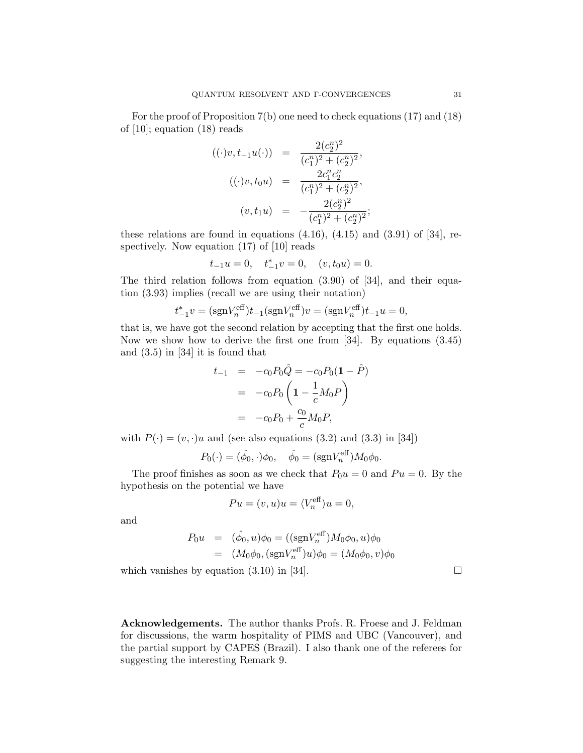For the proof of Proposition 7(b) one need to check equations (17) and (18) of [10]; equation (18) reads

$$
\begin{aligned}
((\cdot)v, t_{-1}u(\cdot)) &= \frac{2(c_2^n)^2}{(c_1^n)^2 + (c_2^n)^2}, \\
((\cdot)v, t_0 u) &= \frac{2c_1^n c_2^n}{(c_1^n)^2 + (c_2^n)^2}, \\
(v, t_1 u) &= -\frac{2(c_2^n)^2}{(c_1^n)^2 + (c_2^n)^2};
\end{aligned}
$$

these relations are found in equations (4.16), (4.15) and (3.91) of [34], respectively. Now equation (17) of [10] reads

$$
t_{-1}u = 0, \quad t_{-1}^* v = 0, \quad (v, t_0 u) = 0.
$$

The third relation follows from equation (3.90) of [34], and their equation (3.93) implies (recall we are using their notation)

$$
t_{-1}^* v = (\mathrm{sgn} V_n^{\mathrm{eff}}) t_{-1} (\mathrm{sgn} V_n^{\mathrm{eff}}) v = (\mathrm{sgn} V_n^{\mathrm{eff}}) t_{-1} u = 0,
$$

that is, we have got the second relation by accepting that the first one holds. Now we show how to derive the first one from [34]. By equations (3.45) and (3.5) in [34] it is found that

$$
\begin{aligned}
t_{-1} &= -c_0 P_0 \hat{Q} = -c_0 P_0 (\mathbf{1} - \hat{P}) \\
&= -c_0 P_0 \left( \mathbf{1} - \frac{1}{c} M_0 P \right) \\
&= -c_0 P_0 + \frac{c_0}{c} M_0 P,
\end{aligned}
$$

with $P(\cdot) = (v, \cdot)u$ and (see also equations (3.2) and (3.3) in [34])

$$
P_0(\cdot) = (\hat{\phi_0}, \cdot)\phi_0, \quad \hat{\phi_0} = (\mathrm{sgn} V_n^{\mathrm{eff}}) M_0 \phi_0.
$$

The proof finishes as soon as we check that $P_0 u = 0$ and $Pu = 0$. By the hypothesis on the potential we have

$$
Pu = (v, u)u = \langle V_n^{\mathrm{eff}} \rangle u = 0,
$$

and

$$
\begin{aligned}
P_0 u &= (\hat{\phi_0}, u)\phi_0 = ((\mathrm{sgn} V_n^{\mathrm{eff}}) M_0 \phi_0, u)\phi_0 \\
&= (M_0 \phi_0, (\mathrm{sgn} V_n^{\mathrm{eff}}) u)\phi_0 = (M_0 \phi_0, v)\phi_0
\end{aligned}
$$

which vanishes by equation (3.10) in [34]. □

**Acknowledgements.** The author thanks Profs. R. Froese and J. Feldman for discussions, the warm hospitality of PIMS and UBC (Vancouver), and the partial support by CAPES (Brazil). I also thank one of the referees for suggesting the interesting Remark 9.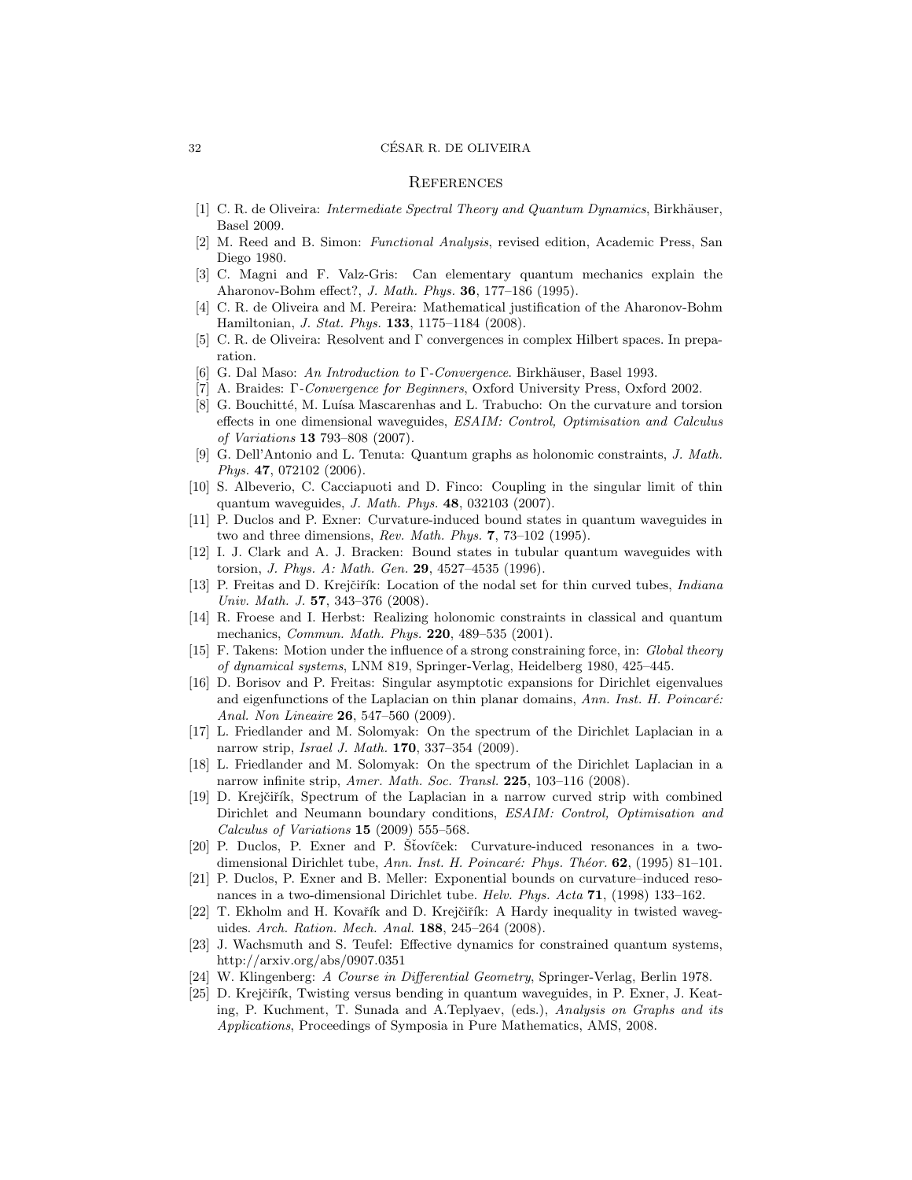## References

[1] C. R. de Oliveira: *Intermediate Spectral Theory and Quantum Dynamics*, Birkhäuser, Basel 2009.

[2] M. Reed and B. Simon: *Functional Analysis*, revised edition, Academic Press, San Diego 1980.

[3] C. Magni and F. Valz-Gris: Can elementary quantum mechanics explain the Aharonov-Bohm effect?, *J. Math. Phys.* **36**, 177–186 (1995).

[4] C. R. de Oliveira and M. Pereira: Mathematical justification of the Aharonov-Bohm Hamiltonian, *J. Stat. Phys.* **133**, 1175–1184 (2008).

[5] C. R. de Oliveira: Resolvent and $\Gamma$ convergences in complex Hilbert spaces. In preparation.

[6] G. Dal Maso: *An Introduction to* $\Gamma$*-Convergence*. Birkhäuser, Basel 1993.

[7] A. Braides: $\Gamma$*-Convergence for Beginners*, Oxford University Press, Oxford 2002.

[8] G. Bouchitté, M. Luísa Mascarenhas and L. Trabucho: On the curvature and torsion effects in one dimensional waveguides, *ESAIM: Control, Optimisation and Calculus of Variations* **13** 793–808 (2007).

[9] G. Dell'Antonio and L. Tenuta: Quantum graphs as holonomic constraints, *J. Math. Phys.* **47**, 072102 (2006).

[10] S. Albeverio, C. Cacciapuoti and D. Finco: Coupling in the singular limit of thin quantum waveguides, *J. Math. Phys.* **48**, 032103 (2007).

[11] P. Duclos and P. Exner: Curvature-induced bound states in quantum waveguides in two and three dimensions, *Rev. Math. Phys.* **7**, 73–102 (1995).

[12] I. J. Clark and A. J. Bracken: Bound states in tubular quantum waveguides with torsion, *J. Phys. A: Math. Gen.* **29**, 4527–4535 (1996).

[13] P. Freitas and D. Krejčiřík: Location of the nodal set for thin curved tubes, *Indiana Univ. Math. J.* **57**, 343–376 (2008).

[14] R. Froese and I. Herbst: Realizing holonomic constraints in classical and quantum mechanics, *Commun. Math. Phys.* **220**, 489–535 (2001).

[15] F. Takens: Motion under the influence of a strong constraining force, in: *Global theory of dynamical systems*, LNM 819, Springer-Verlag, Heidelberg 1980, 425–445.

[16] D. Borisov and P. Freitas: Singular asymptotic expansions for Dirichlet eigenvalues and eigenfunctions of the Laplacian on thin planar domains, *Ann. Inst. H. Poincaré: Anal. Non Lineaire* **26**, 547–560 (2009).

[17] L. Friedlander and M. Solomyak: On the spectrum of the Dirichlet Laplacian in a narrow strip, *Israel J. Math.* **170**, 337–354 (2009).

[18] L. Friedlander and M. Solomyak: On the spectrum of the Dirichlet Laplacian in a narrow infinite strip, *Amer. Math. Soc. Transl.* **225**, 103–116 (2008).

[19] D. Krejčiřík, Spectrum of the Laplacian in a narrow curved strip with combined Dirichlet and Neumann boundary conditions, *ESAIM: Control, Optimisation and Calculus of Variations* **15** (2009) 555–568.

[20] P. Duclos, P. Exner and P. Šťovíček: Curvature-induced resonances in a two-dimensional Dirichlet tube, *Ann. Inst. H. Poincaré: Phys. Théor.* **62**, (1995) 81–101.

[21] P. Duclos, P. Exner and B. Meller: Exponential bounds on curvature–induced resonances in a two-dimensional Dirichlet tube. *Helv. Phys. Acta* **71**, (1998) 133–162.

[22] T. Ekholm and H. Kovařík and D. Krejčiřík: A Hardy inequality in twisted waveguides. *Arch. Ration. Mech. Anal.* **188**, 245–264 (2008).

[23] J. Wachsmuth and S. Teufel: Effective dynamics for constrained quantum systems, http://arxiv.org/abs/0907.0351

[24] W. Klingenberg: *A Course in Differential Geometry*, Springer-Verlag, Berlin 1978.

[25] D. Krejčiřík, Twisting versus bending in quantum waveguides, in P. Exner, J. Keating, P. Kuchment, T. Sunada and A.Teplyaev, (eds.), *Analysis on Graphs and its Applications*, Proceedings of Symposia in Pure Mathematics, AMS, 2008.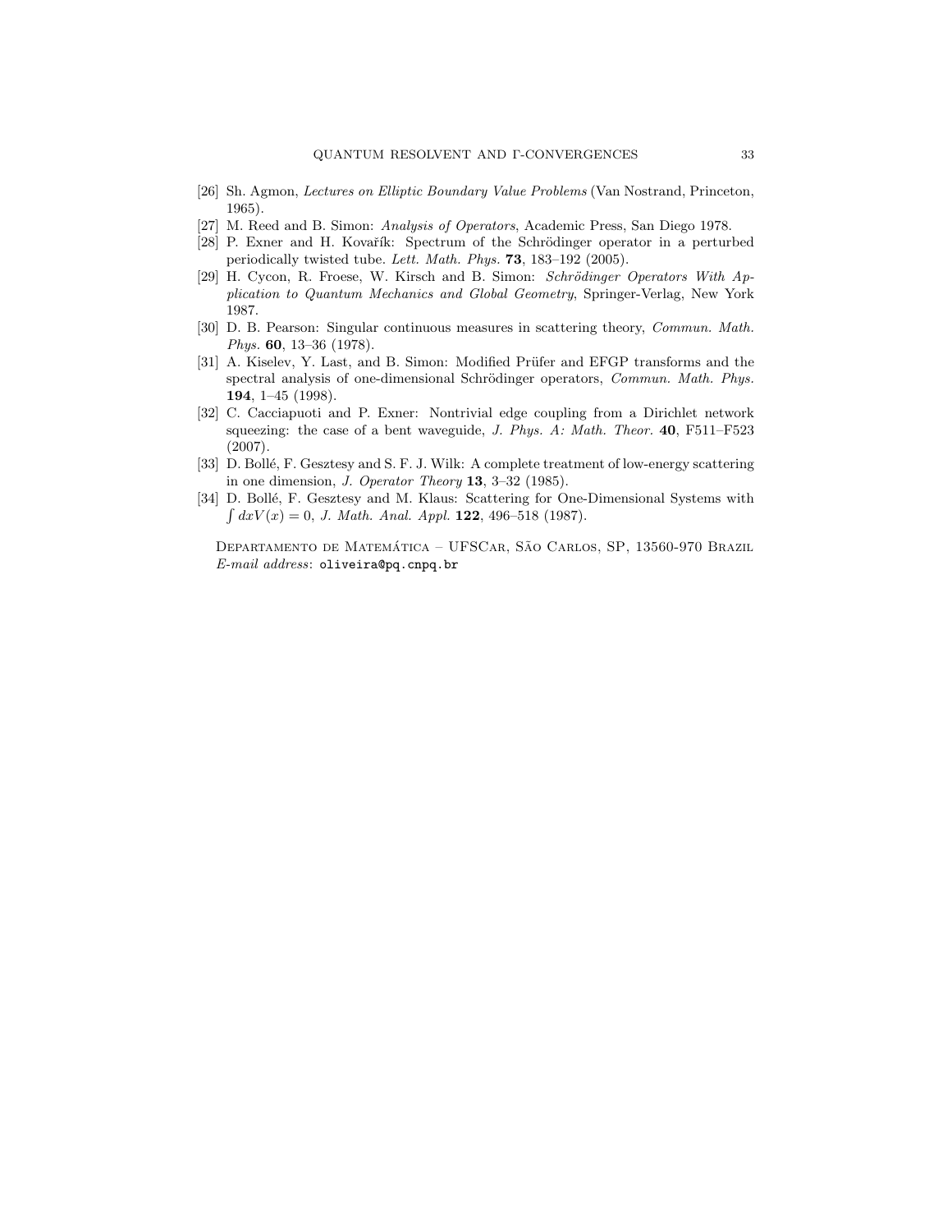[26] Sh. Agmon, *Lectures on Elliptic Boundary Value Problems* (Van Nostrand, Princeton, 1965).

[27] M. Reed and B. Simon: *Analysis of Operators*, Academic Press, San Diego 1978.

[28] P. Exner and H. Kovařík: Spectrum of the Schrödinger operator in a perturbed periodically twisted tube. *Lett. Math. Phys.* **73**, 183–192 (2005).

[29] H. Cycon, R. Froese, W. Kirsch and B. Simon: *Schrödinger Operators With Application to Quantum Mechanics and Global Geometry*, Springer-Verlag, New York 1987.

[30] D. B. Pearson: Singular continuous measures in scattering theory, *Commun. Math. Phys.* **60**, 13–36 (1978).

[31] A. Kiselev, Y. Last, and B. Simon: Modified Prüfer and EFGP transforms and the spectral analysis of one-dimensional Schrödinger operators, *Commun. Math. Phys.* **194**, 1–45 (1998).

[32] C. Cacciapuoti and P. Exner: Nontrivial edge coupling from a Dirichlet network squeezing: the case of a bent waveguide, *J. Phys. A: Math. Theor.* **40**, F511–F523 (2007).

[33] D. Bollé, F. Gesztesy and S. F. J. Wilk: A complete treatment of low-energy scattering in one dimension, *J. Operator Theory* **13**, 3–32 (1985).

[34] D. Bollé, F. Gesztesy and M. Klaus: Scattering for One-Dimensional Systems with $\int dx V(x) = 0$, *J. Math. Anal. Appl.* **122**, 496–518 (1987).

Departamento de Matemática – UFSCar, São Carlos, SP, 13560-970 Brazil
*E-mail address*: `oliveira@pq.cnpq.br`